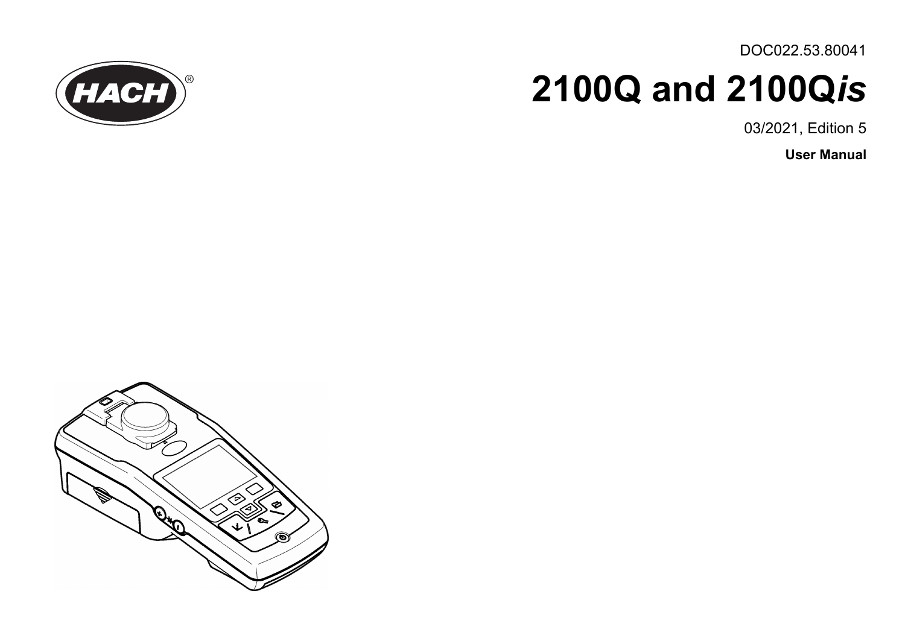DOC022.53.80041

# 2100Q and 2100Q*is*

03/2021, Edition 5

**User Manual**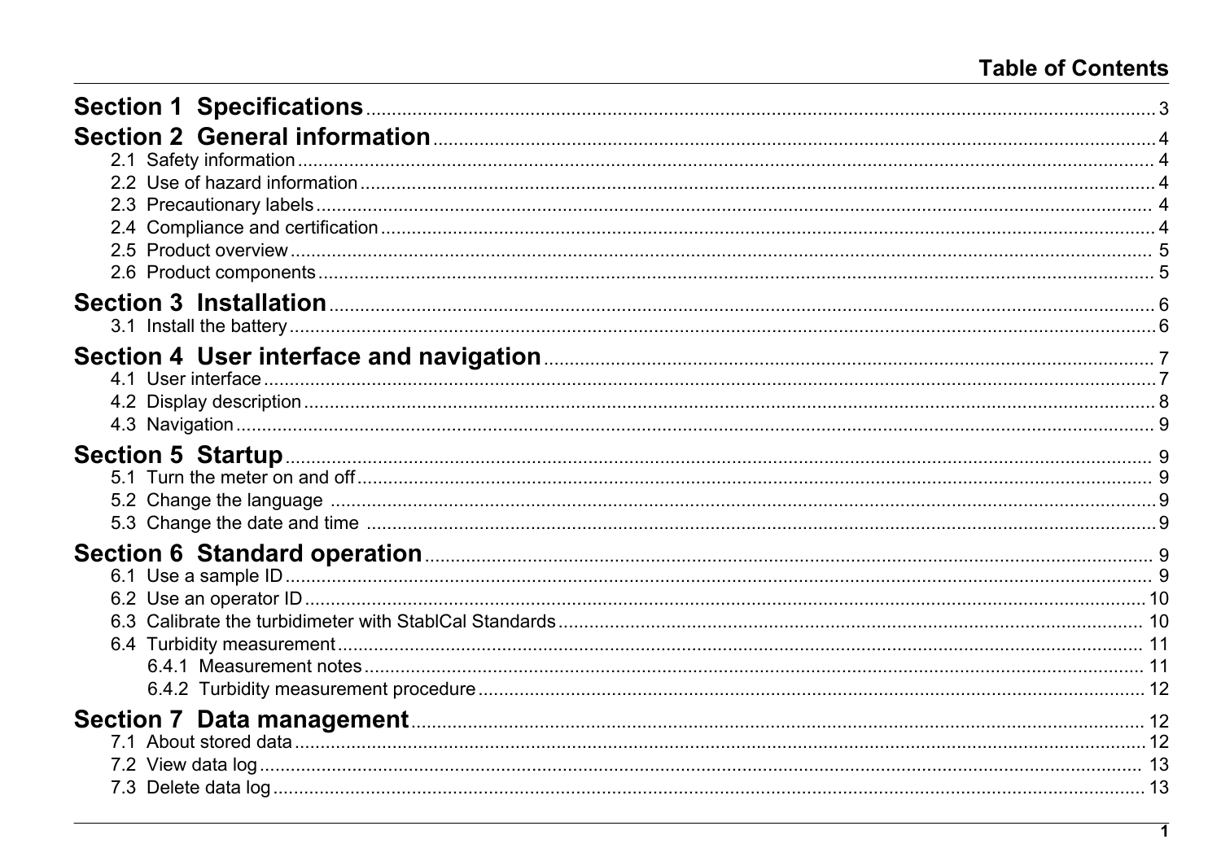# Table of Contents

**Section 1 Specifications** ........ 3

**Section 2 General information** ........ 4

- 2.1 Safety information ........ 4
- 2.2 Use of hazard information ........ 4
- 2.3 Precautionary labels ........ 4
- 2.4 Compliance and certification ........ 4
- 2.5 Product overview ........ 5
- 2.6 Product components ........ 5

**Section 3 Installation** ........ 6

- 3.1 Install the battery ........ 6

**Section 4 User interface and navigation** ........ 7

- 4.1 User interface ........ 7
- 4.2 Display description ........ 8
- 4.3 Navigation ........ 9

**Section 5 Startup** ........ 9

- 5.1 Turn the meter on and off ........ 9
- 5.2 Change the language ........ 9
- 5.3 Change the date and time ........ 9

**Section 6 Standard operation** ........ 9

- 6.1 Use a sample ID ........ 9
- 6.2 Use an operator ID ........ 10
- 6.3 Calibrate the turbidimeter with StablCal Standards ........ 10
- 6.4 Turbidity measurement ........ 11
  - 6.4.1 Measurement notes ........ 11
  - 6.4.2 Turbidity measurement procedure ........ 12

**Section 7 Data management** ........ 12

- 7.1 About stored data ........ 12
- 7.2 View data log ........ 13
- 7.3 Delete data log ........ 13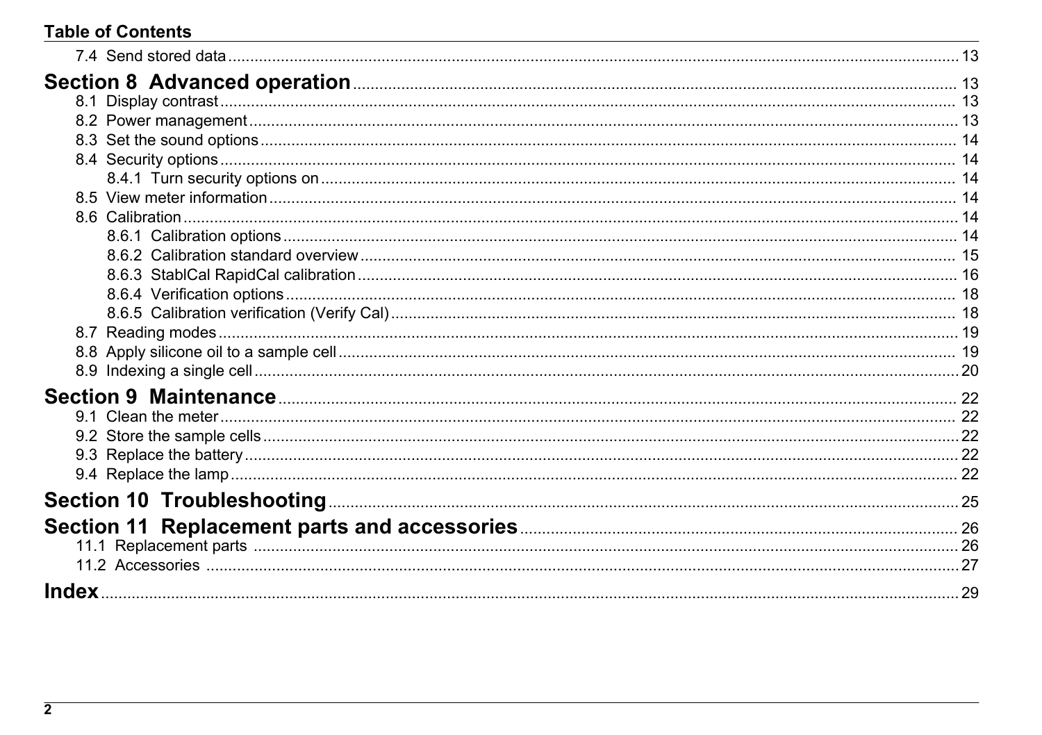# Table of Contents

7.4 Send stored data .......... 13

**Section 8 Advanced operation** .......... 13

8.1 Display contrast .......... 13

8.2 Power management .......... 13

8.3 Set the sound options .......... 14

8.4 Security options .......... 14

8.4.1 Turn security options on .......... 14

8.5 View meter information .......... 14

8.6 Calibration .......... 14

8.6.1 Calibration options .......... 14

8.6.2 Calibration standard overview .......... 15

8.6.3 StablCal RapidCal calibration .......... 16

8.6.4 Verification options .......... 18

8.6.5 Calibration verification (Verify Cal) .......... 18

8.7 Reading modes .......... 19

8.8 Apply silicone oil to a sample cell .......... 19

8.9 Indexing a single cell .......... 20

**Section 9 Maintenance** .......... 22

9.1 Clean the meter .......... 22

9.2 Store the sample cells .......... 22

9.3 Replace the battery .......... 22

9.4 Replace the lamp .......... 22

**Section 10 Troubleshooting** .......... 25

**Section 11 Replacement parts and accessories** .......... 26

11.1 Replacement parts .......... 26

11.2 Accessories .......... 27

**Index** .......... 29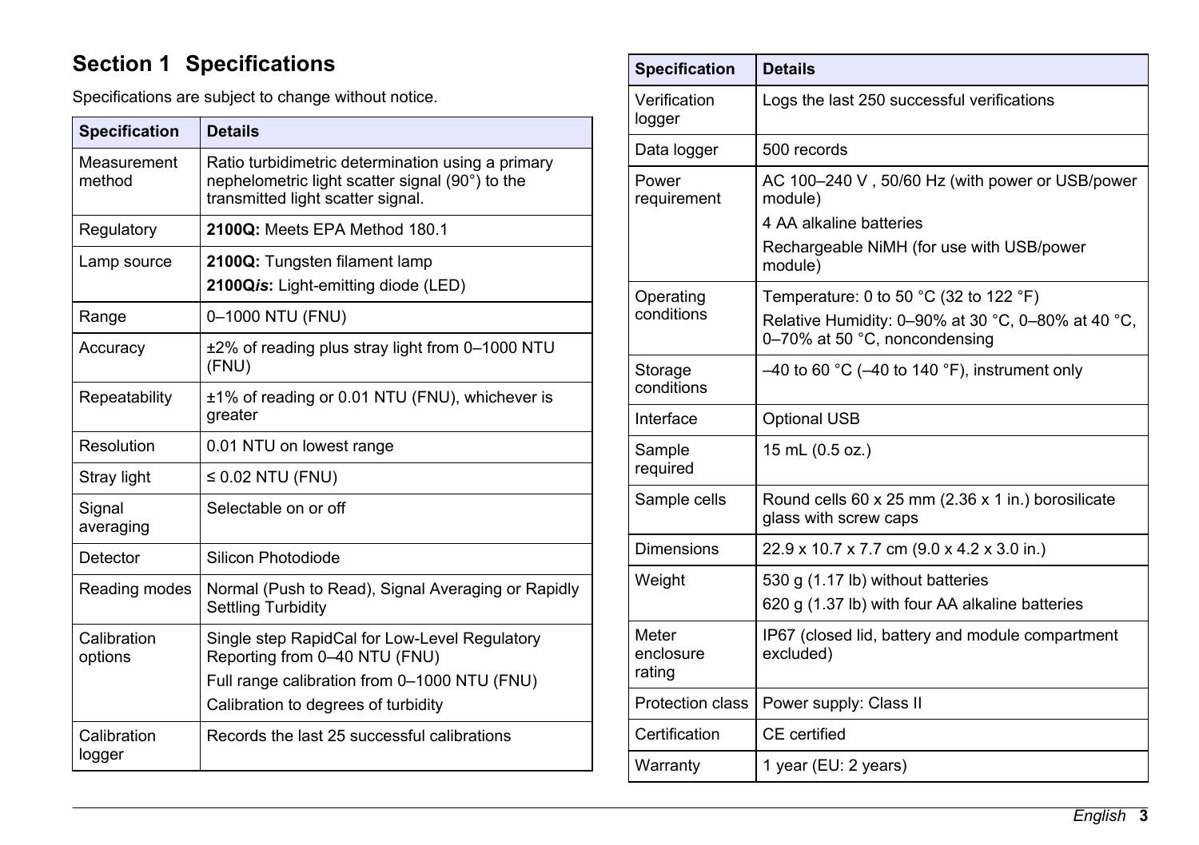# Section 1 Specifications

Specifications are subject to change without notice.

| Specification | Details |
| --- | --- |
| Measurement method | Ratio turbidimetric determination using a primary nephelometric light scatter signal (90°) to the transmitted light scatter signal. |
| Regulatory | **2100Q:** Meets EPA Method 180.1 |
| Lamp source | **2100Q:** Tungsten filament lamp<br>**2100Q*is*:** Light-emitting diode (LED) |
| Range | 0–1000 NTU (FNU) |
| Accuracy | ±2% of reading plus stray light from 0–1000 NTU (FNU) |
| Repeatability | ±1% of reading or 0.01 NTU (FNU), whichever is greater |
| Resolution | 0.01 NTU on lowest range |
| Stray light | ≤ 0.02 NTU (FNU) |
| Signal averaging | Selectable on or off |
| Detector | Silicon Photodiode |
| Reading modes | Normal (Push to Read), Signal Averaging or Rapidly Settling Turbidity |
| Calibration options | Single step RapidCal for Low-Level Regulatory Reporting from 0–40 NTU (FNU)<br>Full range calibration from 0–1000 NTU (FNU)<br>Calibration to degrees of turbidity |
| Calibration logger | Records the last 25 successful calibrations |
| Verification logger | Logs the last 250 successful verifications |
| Data logger | 500 records |
| Power requirement | AC 100–240 V , 50/60 Hz (with power or USB/power module)<br>4 AA alkaline batteries<br>Rechargeable NiMH (for use with USB/power module) |
| Operating conditions | Temperature: 0 to 50 °C (32 to 122 °F)<br>Relative Humidity: 0–90% at 30 °C, 0–80% at 40 °C, 0–70% at 50 °C, noncondensing |
| Storage conditions | –40 to 60 °C (–40 to 140 °F), instrument only |
| Interface | Optional USB |
| Sample required | 15 mL (0.5 oz.) |
| Sample cells | Round cells 60 x 25 mm (2.36 x 1 in.) borosilicate glass with screw caps |
| Dimensions | 22.9 x 10.7 x 7.7 cm (9.0 x 4.2 x 3.0 in.) |
| Weight | 530 g (1.17 lb) without batteries<br>620 g (1.37 lb) with four AA alkaline batteries |
| Meter enclosure rating | IP67 (closed lid, battery and module compartment excluded) |
| Protection class | Power supply: Class II |
| Certification | CE certified |
| Warranty | 1 year (EU: 2 years) |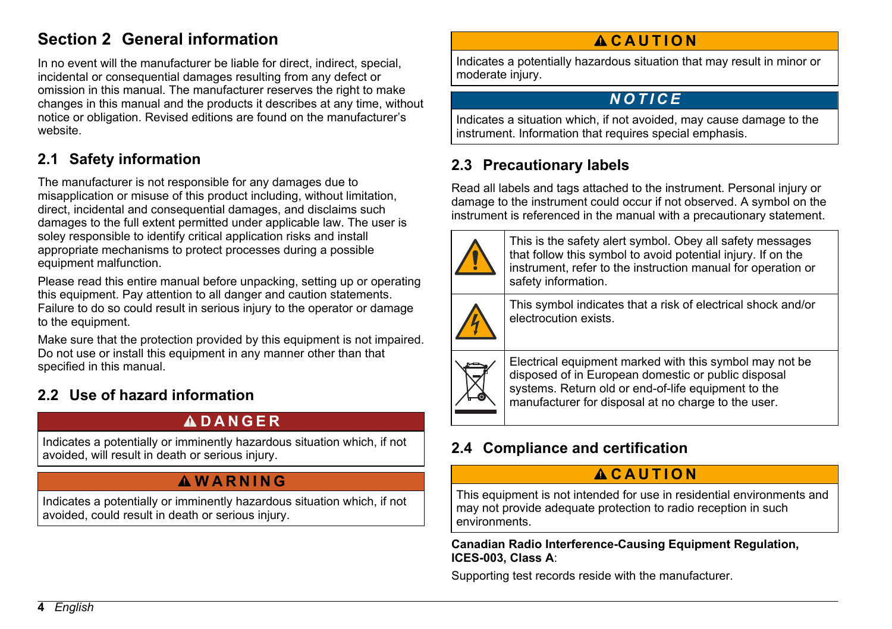# Section 2 General information

In no event will the manufacturer be liable for direct, indirect, special, incidental or consequential damages resulting from any defect or omission in this manual. The manufacturer reserves the right to make changes in this manual and the products it describes at any time, without notice or obligation. Revised editions are found on the manufacturer's website.

## 2.1 Safety information

The manufacturer is not responsible for any damages due to misapplication or misuse of this product including, without limitation, direct, incidental and consequential damages, and disclaims such damages to the full extent permitted under applicable law. The user is soley responsible to identify critical application risks and install appropriate mechanisms to protect processes during a possible equipment malfunction.

Please read this entire manual before unpacking, setting up or operating this equipment. Pay attention to all danger and caution statements. Failure to do so could result in serious injury to the operator or damage to the equipment.

Make sure that the protection provided by this equipment is not impaired. Do not use or install this equipment in any manner other than that specified in this manual.

## 2.2 Use of hazard information

**DANGER**

Indicates a potentially or imminently hazardous situation which, if not avoided, will result in death or serious injury.

**WARNING**

Indicates a potentially or imminently hazardous situation which, if not avoided, could result in death or serious injury.

**CAUTION**

Indicates a potentially hazardous situation that may result in minor or moderate injury.

**NOTICE**

Indicates a situation which, if not avoided, may cause damage to the instrument. Information that requires special emphasis.

## 2.3 Precautionary labels

Read all labels and tags attached to the instrument. Personal injury or damage to the instrument could occur if not observed. A symbol on the instrument is referenced in the manual with a precautionary statement.

| Symbol | Description |
|---|---|
| | This is the safety alert symbol. Obey all safety messages that follow this symbol to avoid potential injury. If on the instrument, refer to the instruction manual for operation or safety information. |
| | This symbol indicates that a risk of electrical shock and/or electrocution exists. |
| | Electrical equipment marked with this symbol may not be disposed of in European domestic or public disposal systems. Return old or end-of-life equipment to the manufacturer for disposal at no charge to the user. |

## 2.4 Compliance and certification

**CAUTION**

This equipment is not intended for use in residential environments and may not provide adequate protection to radio reception in such environments.

**Canadian Radio Interference-Causing Equipment Regulation, ICES-003, Class A**:

Supporting test records reside with the manufacturer.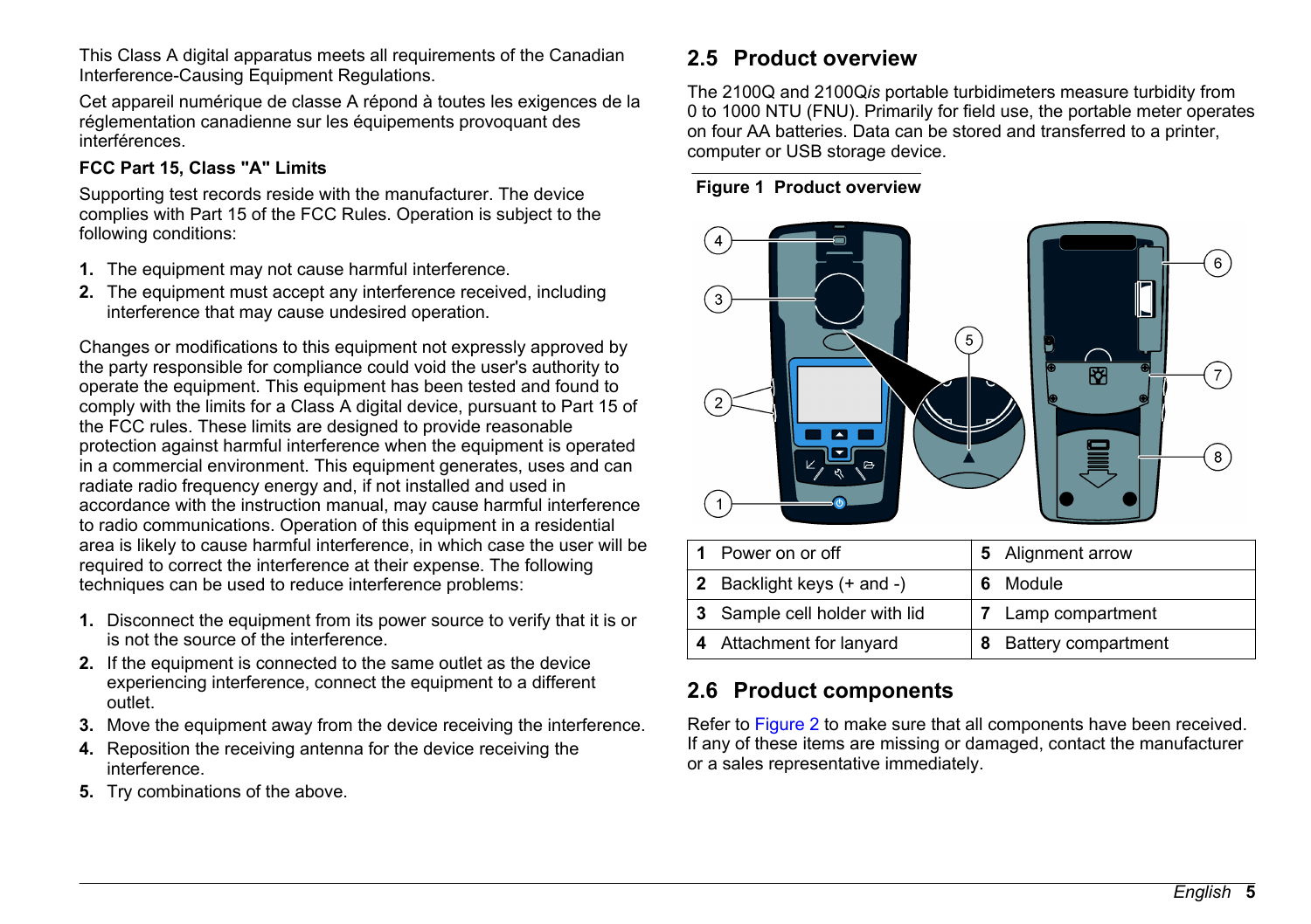This Class A digital apparatus meets all requirements of the Canadian Interference-Causing Equipment Regulations.

Cet appareil numérique de classe A répond à toutes les exigences de la réglementation canadienne sur les équipements provoquant des interférences.

**FCC Part 15, Class "A" Limits**

Supporting test records reside with the manufacturer. The device complies with Part 15 of the FCC Rules. Operation is subject to the following conditions:

1. The equipment may not cause harmful interference.
2. The equipment must accept any interference received, including interference that may cause undesired operation.

Changes or modifications to this equipment not expressly approved by the party responsible for compliance could void the user's authority to operate the equipment. This equipment has been tested and found to comply with the limits for a Class A digital device, pursuant to Part 15 of the FCC rules. These limits are designed to provide reasonable protection against harmful interference when the equipment is operated in a commercial environment. This equipment generates, uses and can radiate radio frequency energy and, if not installed and used in accordance with the instruction manual, may cause harmful interference to radio communications. Operation of this equipment in a residential area is likely to cause harmful interference, in which case the user will be required to correct the interference at their expense. The following techniques can be used to reduce interference problems:

1. Disconnect the equipment from its power source to verify that it is or is not the source of the interference.
2. If the equipment is connected to the same outlet as the device experiencing interference, connect the equipment to a different outlet.
3. Move the equipment away from the device receiving the interference.
4. Reposition the receiving antenna for the device receiving the interference.
5. Try combinations of the above.

## 2.5 Product overview

The 2100Q and 2100Q*is* portable turbidimeters measure turbidity from 0 to 1000 NTU (FNU). Primarily for field use, the portable meter operates on four AA batteries. Data can be stored and transferred to a printer, computer or USB storage device.

**Figure 1 Product overview**

| | | | |
|---|---|---|---|
| **1** | Power on or off | **5** | Alignment arrow |
| **2** | Backlight keys (+ and -) | **6** | Module |
| **3** | Sample cell holder with lid | **7** | Lamp compartment |
| **4** | Attachment for lanyard | **8** | Battery compartment |

## 2.6 Product components

Refer to Figure 2 to make sure that all components have been received. If any of these items are missing or damaged, contact the manufacturer or a sales representative immediately.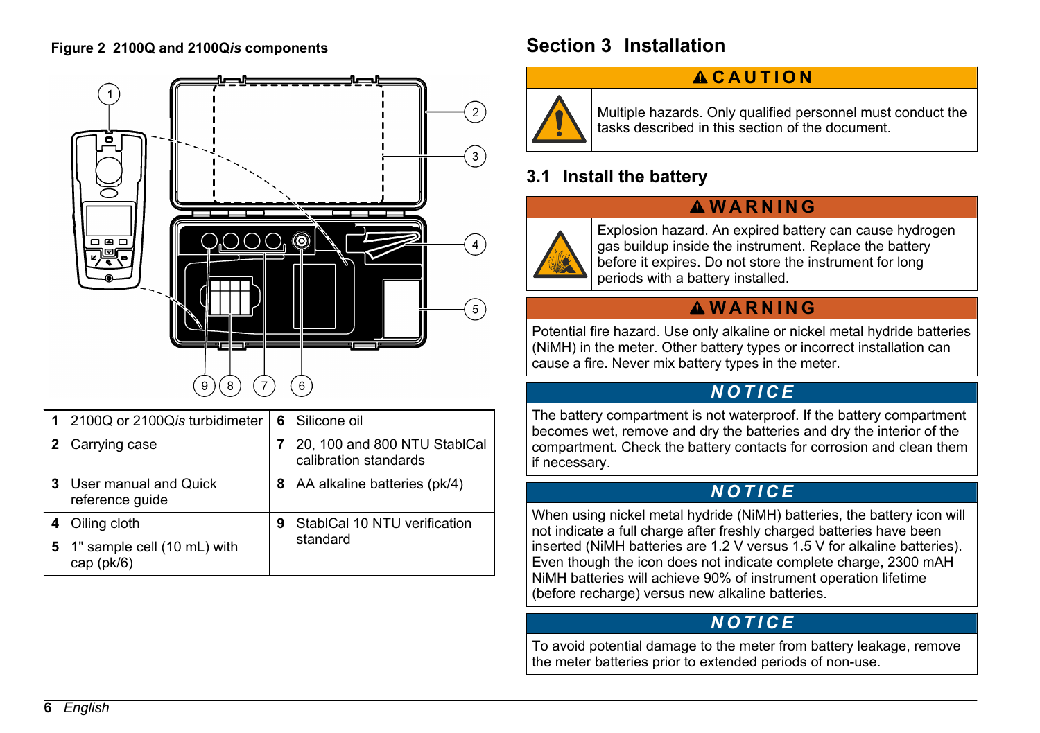**Figure 2 2100Q and 2100Q*is* components**

| | | | |
|---|---|---|---|
| **1** | 2100Q or 2100Q*is* turbidimeter | **6** | Silicone oil |
| **2** | Carrying case | **7** | 20, 100 and 800 NTU StablCal calibration standards |
| **3** | User manual and Quick reference guide | **8** | AA alkaline batteries (pk/4) |
| **4** | Oiling cloth | **9** | StablCal 10 NTU verification standard |
| **5** | 1" sample cell (10 mL) with cap (pk/6) | | |

# Section 3 Installation

**CAUTION**

Multiple hazards. Only qualified personnel must conduct the tasks described in this section of the document.

## 3.1 Install the battery

**WARNING**

Explosion hazard. An expired battery can cause hydrogen gas buildup inside the instrument. Replace the battery before it expires. Do not store the instrument for long periods with a battery installed.

**WARNING**

Potential fire hazard. Use only alkaline or nickel metal hydride batteries (NiMH) in the meter. Other battery types or incorrect installation can cause a fire. Never mix battery types in the meter.

***NOTICE***

The battery compartment is not waterproof. If the battery compartment becomes wet, remove and dry the batteries and dry the interior of the compartment. Check the battery contacts for corrosion and clean them if necessary.

***NOTICE***

When using nickel metal hydride (NiMH) batteries, the battery icon will not indicate a full charge after freshly charged batteries have been inserted (NiMH batteries are 1.2 V versus 1.5 V for alkaline batteries). Even though the icon does not indicate complete charge, 2300 mAH NiMH batteries will achieve 90% of instrument operation lifetime (before recharge) versus new alkaline batteries.

***NOTICE***

To avoid potential damage to the meter from battery leakage, remove the meter batteries prior to extended periods of non-use.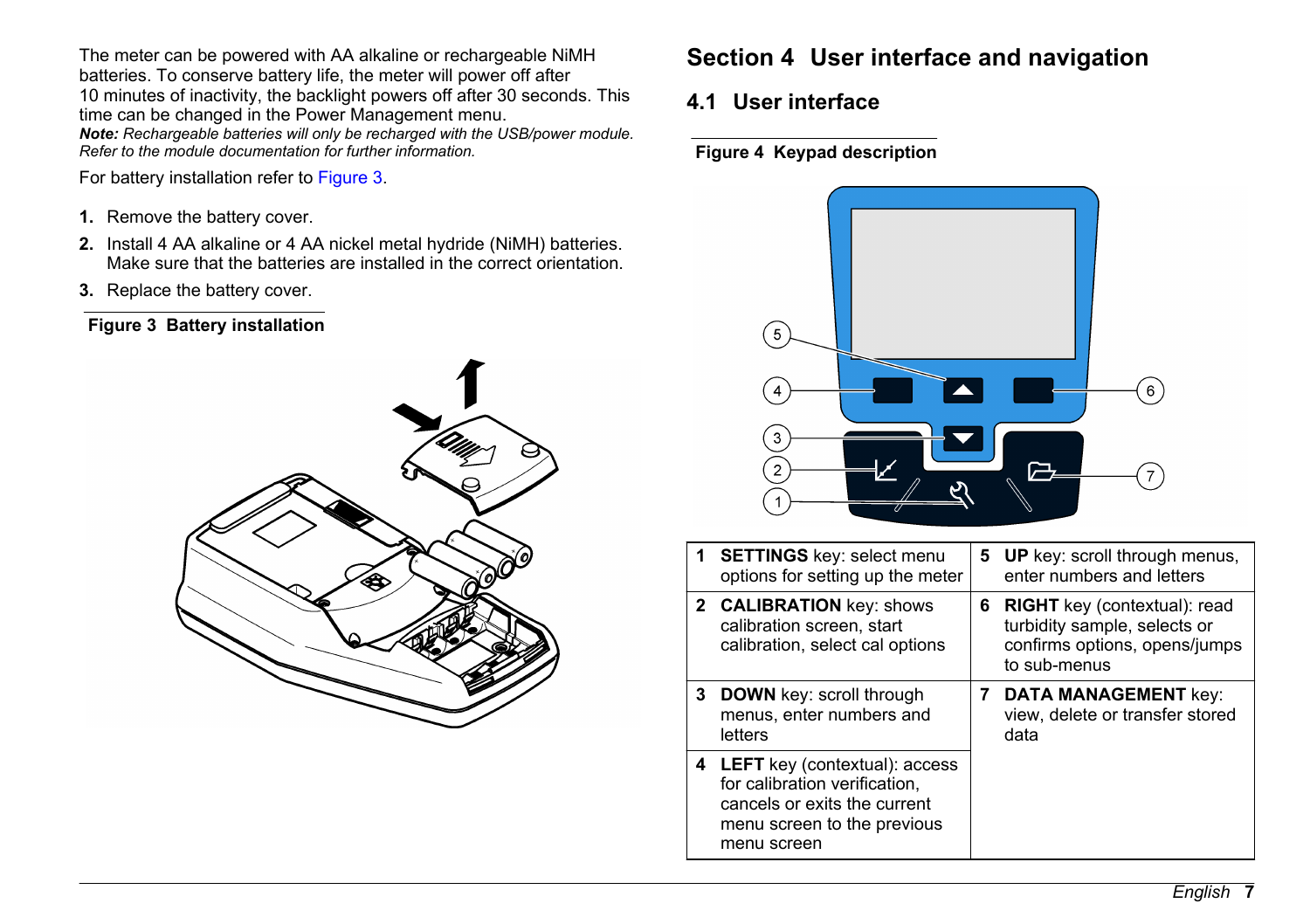The meter can be powered with AA alkaline or rechargeable NiMH batteries. To conserve battery life, the meter will power off after 10 minutes of inactivity, the backlight powers off after 30 seconds. This time can be changed in the Power Management menu.

***Note:*** *Rechargeable batteries will only be recharged with the USB/power module. Refer to the module documentation for further information.*

For battery installation refer to Figure 3.

1. Remove the battery cover.
2. Install 4 AA alkaline or 4 AA nickel metal hydride (NiMH) batteries. Make sure that the batteries are installed in the correct orientation.
3. Replace the battery cover.

**Figure 3 Battery installation**

# Section 4 User interface and navigation

## 4.1 User interface

**Figure 4 Keypad description**

| | | | |
|---|---|---|---|
| **1** | **SETTINGS** key: select menu options for setting up the meter | **5** | **UP** key: scroll through menus, enter numbers and letters |
| **2** | **CALIBRATION** key: shows calibration screen, start calibration, select cal options | **6** | **RIGHT** key (contextual): read turbidity sample, selects or confirms options, opens/jumps to sub-menus |
| **3** | **DOWN** key: scroll through menus, enter numbers and letters | **7** | **DATA MANAGEMENT** key: view, delete or transfer stored data |
| **4** | **LEFT** key (contextual): access for calibration verification, cancels or exits the current menu screen to the previous menu screen | | |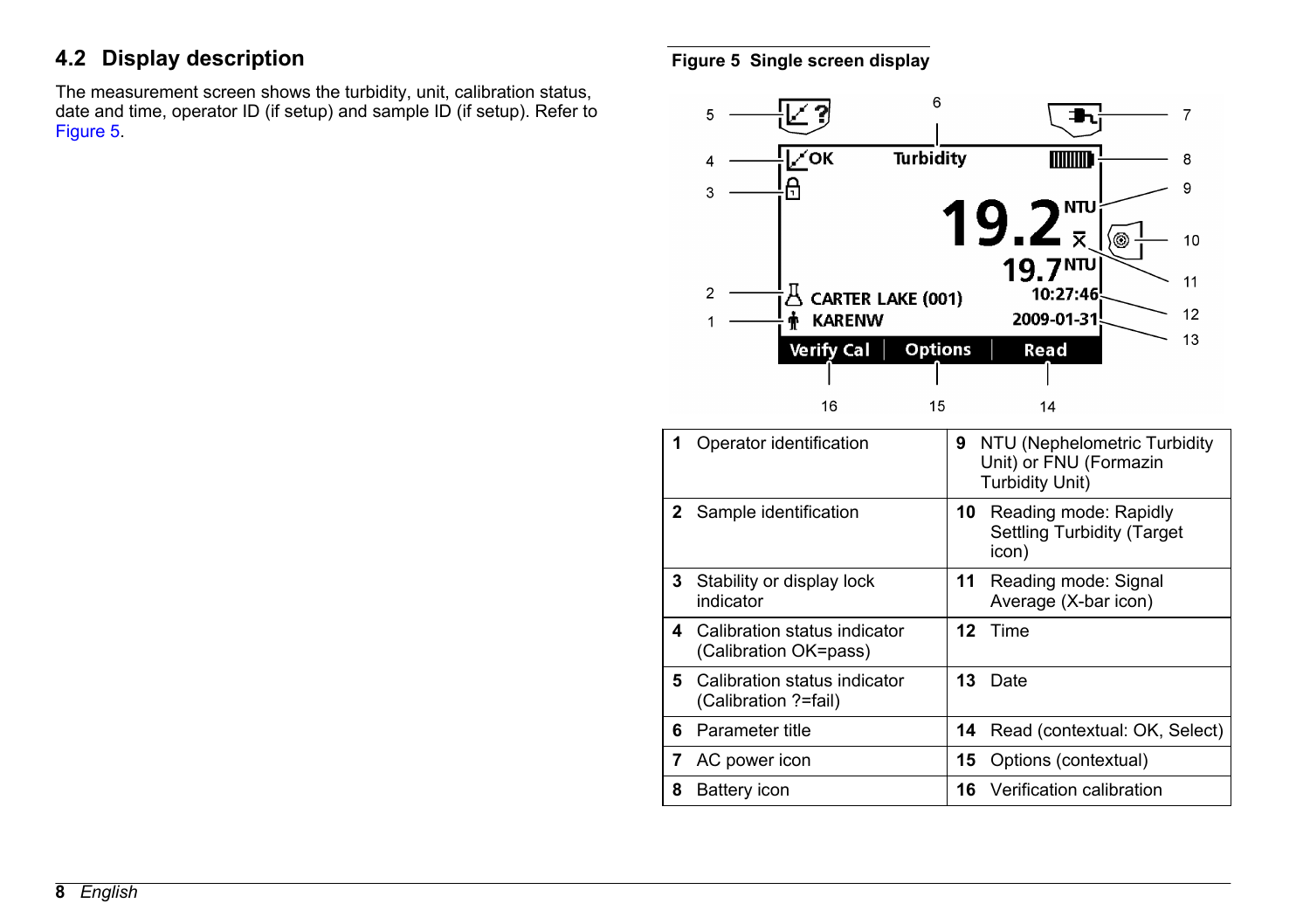## 4.2 Display description

The measurement screen shows the turbidity, unit, calibration status, date and time, operator ID (if setup) and sample ID (if setup). Refer to Figure 5.

**Figure 5 Single screen display**

| | | | |
|---|---|---|---|
| **1** | Operator identification | **9** | NTU (Nephelometric Turbidity Unit) or FNU (Formazin Turbidity Unit) |
| **2** | Sample identification | **10** | Reading mode: Rapidly Settling Turbidity (Target icon) |
| **3** | Stability or display lock indicator | **11** | Reading mode: Signal Average (X-bar icon) |
| **4** | Calibration status indicator (Calibration OK=pass) | **12** | Time |
| **5** | Calibration status indicator (Calibration ?=fail) | **13** | Date |
| **6** | Parameter title | **14** | Read (contextual: OK, Select) |
| **7** | AC power icon | **15** | Options (contextual) |
| **8** | Battery icon | **16** | Verification calibration |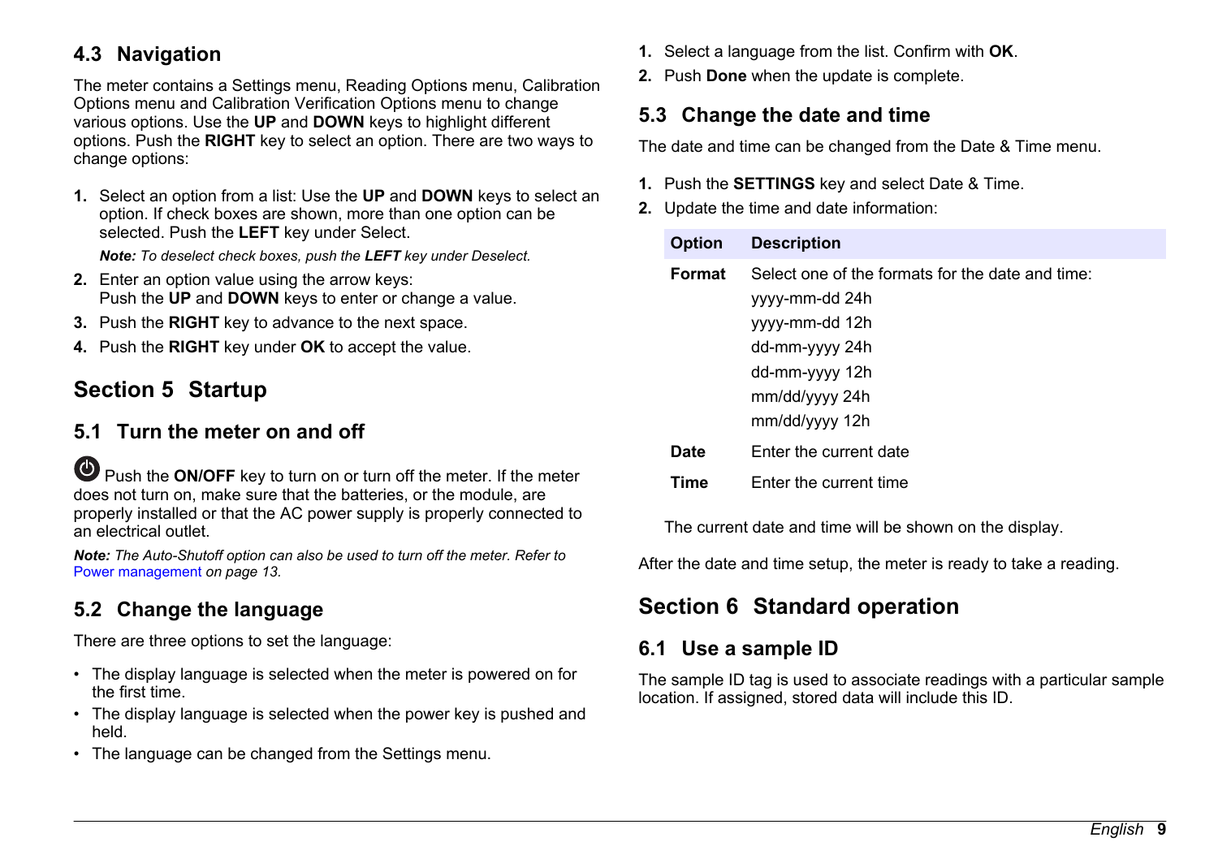## 4.3 Navigation

The meter contains a Settings menu, Reading Options menu, Calibration Options menu and Calibration Verification Options menu to change various options. Use the **UP** and **DOWN** keys to highlight different options. Push the **RIGHT** key to select an option. There are two ways to change options:

1. Select an option from a list: Use the **UP** and **DOWN** keys to select an option. If check boxes are shown, more than one option can be selected. Push the **LEFT** key under Select.

   ***Note:*** *To deselect check boxes, push the **LEFT** key under Deselect.*

2. Enter an option value using the arrow keys:
   Push the **UP** and **DOWN** keys to enter or change a value.
3. Push the **RIGHT** key to advance to the next space.
4. Push the **RIGHT** key under **OK** to accept the value.

# Section 5 Startup

## 5.1 Turn the meter on and off

Push the **ON/OFF** key to turn on or turn off the meter. If the meter does not turn on, make sure that the batteries, or the module, are properly installed or that the AC power supply is properly connected to an electrical outlet.

***Note:*** *The Auto-Shutoff option can also be used to turn off the meter. Refer to Power management on page 13.*

## 5.2 Change the language

There are three options to set the language:

- The display language is selected when the meter is powered on for the first time.
- The display language is selected when the power key is pushed and held.
- The language can be changed from the Settings menu.

1. Select a language from the list. Confirm with **OK**.
2. Push **Done** when the update is complete.

## 5.3 Change the date and time

The date and time can be changed from the Date & Time menu.

1. Push the **SETTINGS** key and select Date & Time.
2. Update the time and date information:

| Option | Description |
|---|---|
| **Format** | Select one of the formats for the date and time:<br>yyyy-mm-dd 24h<br>yyyy-mm-dd 12h<br>dd-mm-yyyy 24h<br>dd-mm-yyyy 12h<br>mm/dd/yyyy 24h<br>mm/dd/yyyy 12h |
| **Date** | Enter the current date |
| **Time** | Enter the current time |

The current date and time will be shown on the display.

After the date and time setup, the meter is ready to take a reading.

# Section 6 Standard operation

## 6.1 Use a sample ID

The sample ID tag is used to associate readings with a particular sample location. If assigned, stored data will include this ID.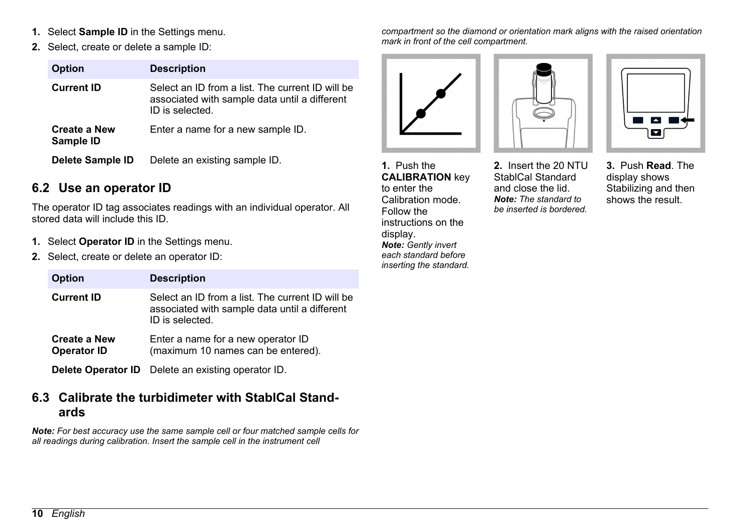1. Select **Sample ID** in the Settings menu.
2. Select, create or delete a sample ID:

| Option | Description |
| --- | --- |
| **Current ID** | Select an ID from a list. The current ID will be associated with sample data until a different ID is selected. |
| **Create a New Sample ID** | Enter a name for a new sample ID. |
| **Delete Sample ID** | Delete an existing sample ID. |

## 6.2 Use an operator ID

The operator ID tag associates readings with an individual operator. All stored data will include this ID.

1. Select **Operator ID** in the Settings menu.
2. Select, create or delete an operator ID:

| Option | Description |
| --- | --- |
| **Current ID** | Select an ID from a list. The current ID will be associated with sample data until a different ID is selected. |
| **Create a New Operator ID** | Enter a name for a new operator ID (maximum 10 names can be entered). |
| **Delete Operator ID** | Delete an existing operator ID. |

## 6.3 Calibrate the turbidimeter with StablCal Standards

***Note:** For best accuracy use the same sample cell or four matched sample cells for all readings during calibration. Insert the sample cell in the instrument cell compartment so the diamond or orientation mark aligns with the raised orientation mark in front of the cell compartment.*

**1.** Push the **CALIBRATION** key to enter the Calibration mode. Follow the instructions on the display.
***Note:** Gently invert each standard before inserting the standard.*

**2.** Insert the 20 NTU StablCal Standard and close the lid.
***Note:** The standard to be inserted is bordered.*

**3.** Push **Read**. The display shows Stabilizing and then shows the result.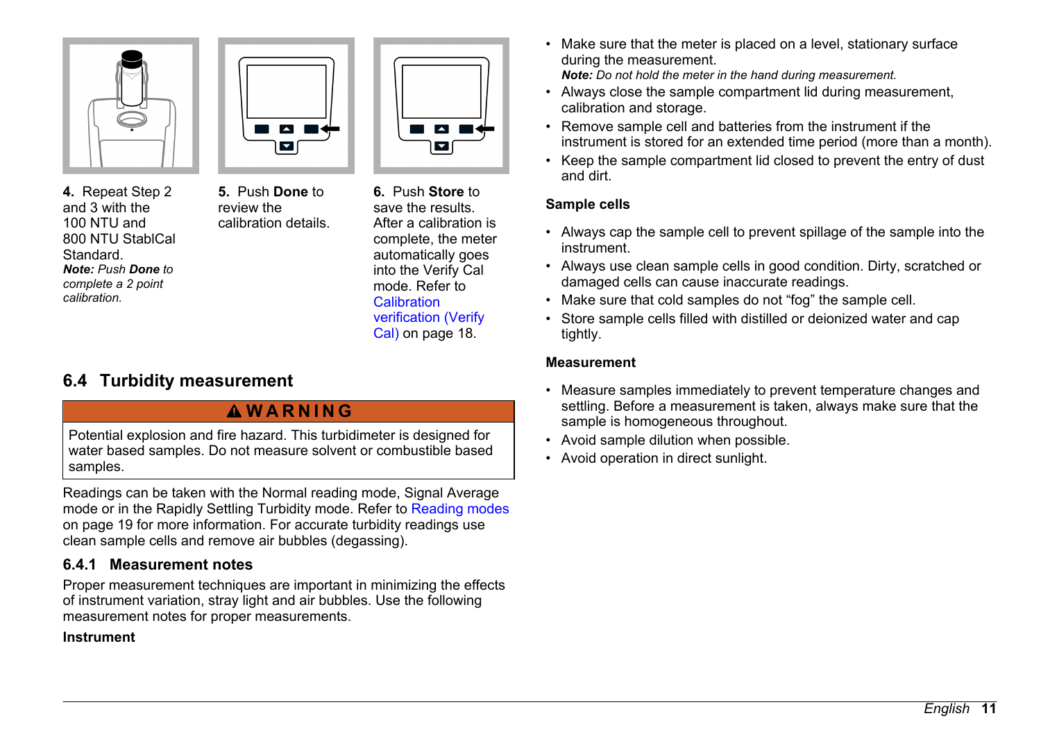4. Repeat Step 2 and 3 with the 100 NTU and 800 NTU StablCal Standard.

***Note:*** *Push* ***Done*** *to complete a 2 point calibration.*

5. Push **Done** to review the calibration details.

6. Push **Store** to save the results. After a calibration is complete, the meter automatically goes into the Verify Cal mode. Refer to Calibration verification (Verify Cal) on page 18.

## 6.4 Turbidity measurement

**⚠ WARNING**

Potential explosion and fire hazard. This turbidimeter is designed for water based samples. Do not measure solvent or combustible based samples.

Readings can be taken with the Normal reading mode, Signal Average mode or in the Rapidly Settling Turbidity mode. Refer to Reading modes on page 19 for more information. For accurate turbidity readings use clean sample cells and remove air bubbles (degassing).

### 6.4.1 Measurement notes

Proper measurement techniques are important in minimizing the effects of instrument variation, stray light and air bubbles. Use the following measurement notes for proper measurements.

**Instrument**

- Make sure that the meter is placed on a level, stationary surface during the measurement.
  ***Note:*** *Do not hold the meter in the hand during measurement.*
- Always close the sample compartment lid during measurement, calibration and storage.
- Remove sample cell and batteries from the instrument if the instrument is stored for an extended time period (more than a month).
- Keep the sample compartment lid closed to prevent the entry of dust and dirt.

**Sample cells**

- Always cap the sample cell to prevent spillage of the sample into the instrument.
- Always use clean sample cells in good condition. Dirty, scratched or damaged cells can cause inaccurate readings.
- Make sure that cold samples do not "fog" the sample cell.
- Store sample cells filled with distilled or deionized water and cap tightly.

**Measurement**

- Measure samples immediately to prevent temperature changes and settling. Before a measurement is taken, always make sure that the sample is homogeneous throughout.
- Avoid sample dilution when possible.
- Avoid operation in direct sunlight.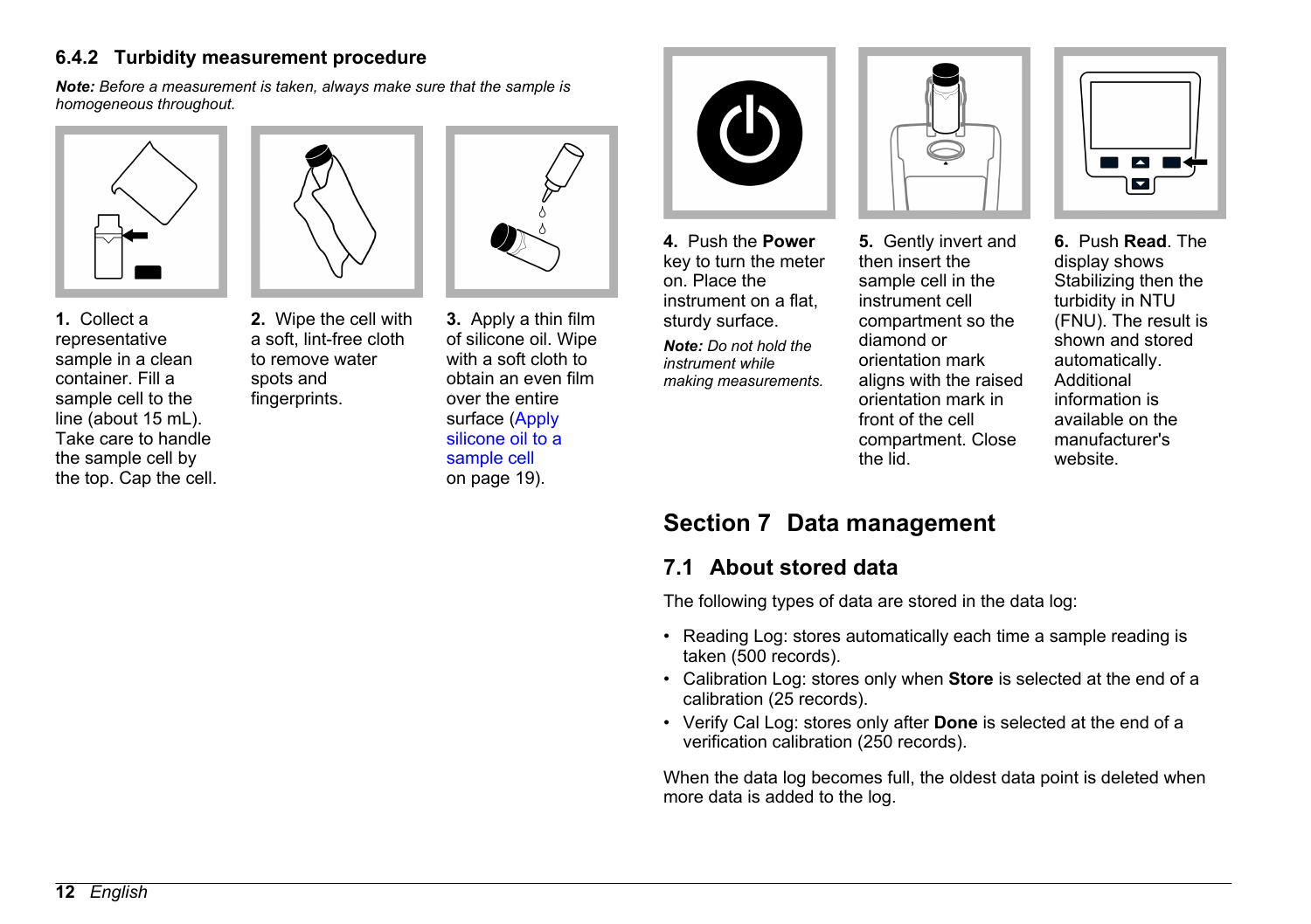### 6.4.2 Turbidity measurement procedure

***Note:** Before a measurement is taken, always make sure that the sample is homogeneous throughout.*

**1.** Collect a representative sample in a clean container. Fill a sample cell to the line (about 15 mL). Take care to handle the sample cell by the top. Cap the cell.

**2.** Wipe the cell with a soft, lint-free cloth to remove water spots and fingerprints.

**3.** Apply a thin film of silicone oil. Wipe with a soft cloth to obtain an even film over the entire surface (Apply silicone oil to a sample cell on page 19).

**4.** Push the **Power** key to turn the meter on. Place the instrument on a flat, sturdy surface.

***Note:** Do not hold the instrument while making measurements.*

**5.** Gently invert and then insert the sample cell in the instrument compartment so the diamond or orientation mark aligns with the raised orientation mark in front of the cell compartment. Close the lid.

**6.** Push **Read**. The display shows Stabilizing then the turbidity in NTU (FNU). The result is shown and stored automatically. Additional information is available on the manufacturer's website.

# Section 7 Data management

## 7.1 About stored data

The following types of data are stored in the data log:

- Reading Log: stores automatically each time a sample reading is taken (500 records).
- Calibration Log: stores only when **Store** is selected at the end of a calibration (25 records).
- Verify Cal Log: stores only after **Done** is selected at the end of a verification calibration (250 records).

When the data log becomes full, the oldest data point is deleted when more data is added to the log.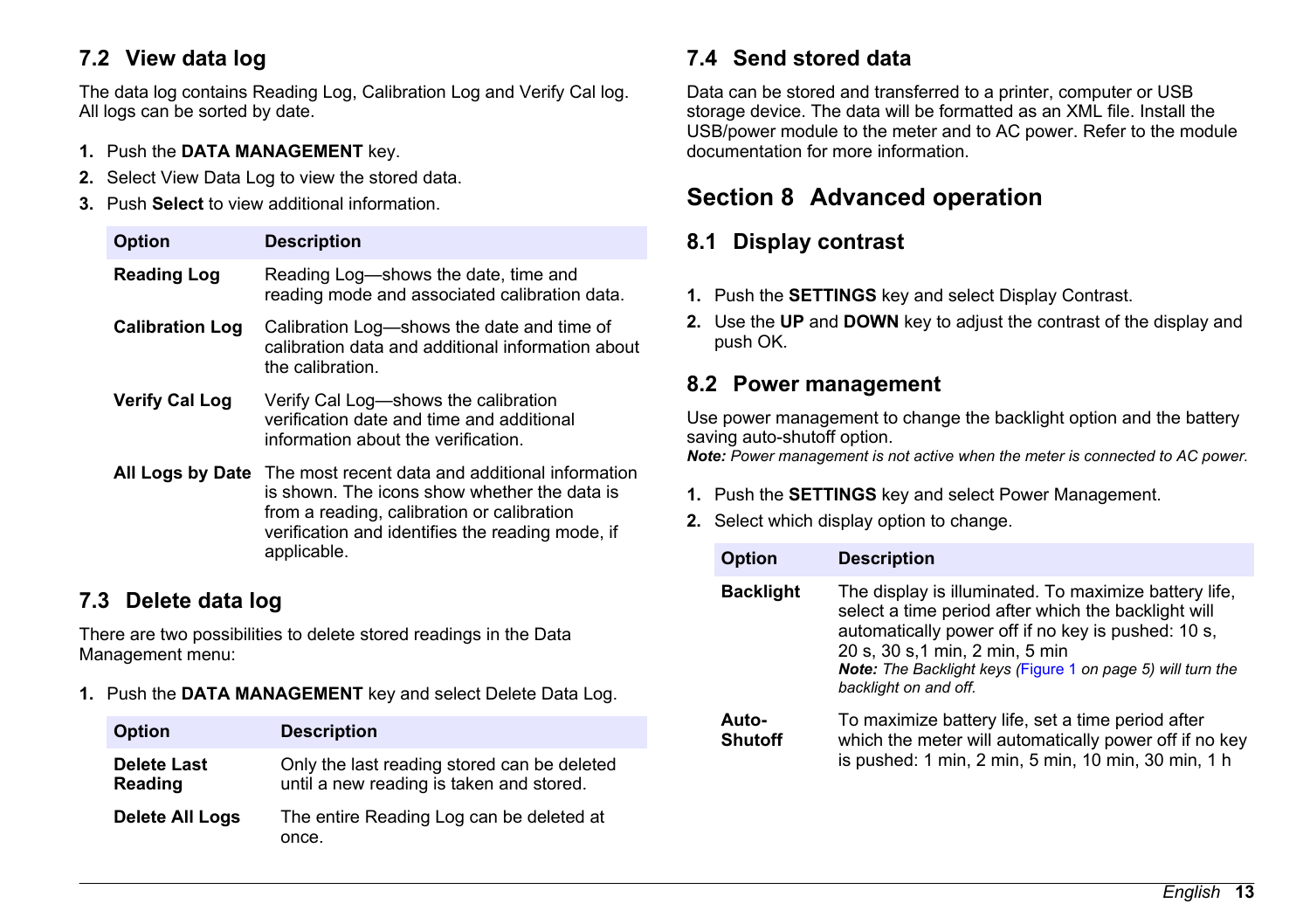## 7.2 View data log

The data log contains Reading Log, Calibration Log and Verify Cal log. All logs can be sorted by date.

1. Push the **DATA MANAGEMENT** key.
2. Select View Data Log to view the stored data.
3. Push **Select** to view additional information.

| Option | Description |
| --- | --- |
| **Reading Log** | Reading Log—shows the date, time and reading mode and associated calibration data. |
| **Calibration Log** | Calibration Log—shows the date and time of calibration data and additional information about the calibration. |
| **Verify Cal Log** | Verify Cal Log—shows the calibration verification date and time and additional information about the verification. |
| **All Logs by Date** | The most recent data and additional information is shown. The icons show whether the data is from a reading, calibration or calibration verification and identifies the reading mode, if applicable. |

## 7.3 Delete data log

There are two possibilities to delete stored readings in the Data Management menu:

1. Push the **DATA MANAGEMENT** key and select Delete Data Log.

| Option | Description |
| --- | --- |
| **Delete Last Reading** | Only the last reading stored can be deleted until a new reading is taken and stored. |
| **Delete All Logs** | The entire Reading Log can be deleted at once. |

## 7.4 Send stored data

Data can be stored and transferred to a printer, computer or USB storage device. The data will be formatted as an XML file. Install the USB/power module to the meter and to AC power. Refer to the module documentation for more information.

# Section 8 Advanced operation

## 8.1 Display contrast

1. Push the **SETTINGS** key and select Display Contrast.
2. Use the **UP** and **DOWN** key to adjust the contrast of the display and push OK.

## 8.2 Power management

Use power management to change the backlight option and the battery saving auto-shutoff option.

***Note:*** *Power management is not active when the meter is connected to AC power.*

1. Push the **SETTINGS** key and select Power Management.
2. Select which display option to change.

| Option | Description |
| --- | --- |
| **Backlight** | The display is illuminated. To maximize battery life, select a time period after which the backlight will automatically power off if no key is pushed: 10 s, 20 s, 30 s,1 min, 2 min, 5 min ***Note:*** *The Backlight keys (Figure 1 on page 5) will turn the backlight on and off.* |
| **Auto-Shutoff** | To maximize battery life, set a time period after which the meter will automatically power off if no key is pushed: 1 min, 2 min, 5 min, 10 min, 30 min, 1 h |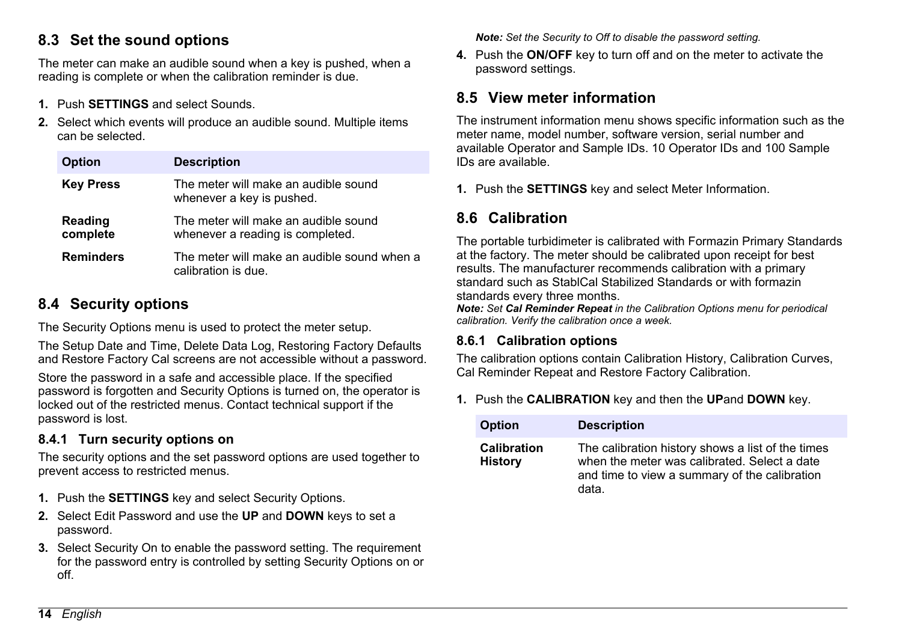## 8.3 Set the sound options

The meter can make an audible sound when a key is pushed, when a reading is complete or when the calibration reminder is due.

1. Push **SETTINGS** and select Sounds.
2. Select which events will produce an audible sound. Multiple items can be selected.

| Option | Description |
| --- | --- |
| **Key Press** | The meter will make an audible sound whenever a key is pushed. |
| **Reading complete** | The meter will make an audible sound whenever a reading is completed. |
| **Reminders** | The meter will make an audible sound when a calibration is due. |

## 8.4 Security options

The Security Options menu is used to protect the meter setup.

The Setup Date and Time, Delete Data Log, Restoring Factory Defaults and Restore Factory Cal screens are not accessible without a password.

Store the password in a safe and accessible place. If the specified password is forgotten and Security Options is turned on, the operator is locked out of the restricted menus. Contact technical support if the password is lost.

### 8.4.1 Turn security options on

The security options and the set password options are used together to prevent access to restricted menus.

1. Push the **SETTINGS** key and select Security Options.
2. Select Edit Password and use the **UP** and **DOWN** keys to set a password.
3. Select Security On to enable the password setting. The requirement for the password entry is controlled by setting Security Options on or off.

   ***Note:** Set the Security to Off to disable the password setting.*
4. Push the **ON/OFF** key to turn off and on the meter to activate the password settings.

## 8.5 View meter information

The instrument information menu shows specific information such as the meter name, model number, software version, serial number and available Operator and Sample IDs. 10 Operator IDs and 100 Sample IDs are available.

1. Push the **SETTINGS** key and select Meter Information.

## 8.6 Calibration

The portable turbidimeter is calibrated with Formazin Primary Standards at the factory. The meter should be calibrated upon receipt for best results. The manufacturer recommends calibration with a primary standard such as StablCal Stabilized Standards or with formazin standards every three months.

***Note:** Set **Cal Reminder Repeat** in the Calibration Options menu for periodical calibration. Verify the calibration once a week.*

### 8.6.1 Calibration options

The calibration options contain Calibration History, Calibration Curves, Cal Reminder Repeat and Restore Factory Calibration.

1. Push the **CALIBRATION** key and then the **UP**and **DOWN** key.

| Option | Description |
| --- | --- |
| **Calibration History** | The calibration history shows a list of the times when the meter was calibrated. Select a date and time to view a summary of the calibration data. |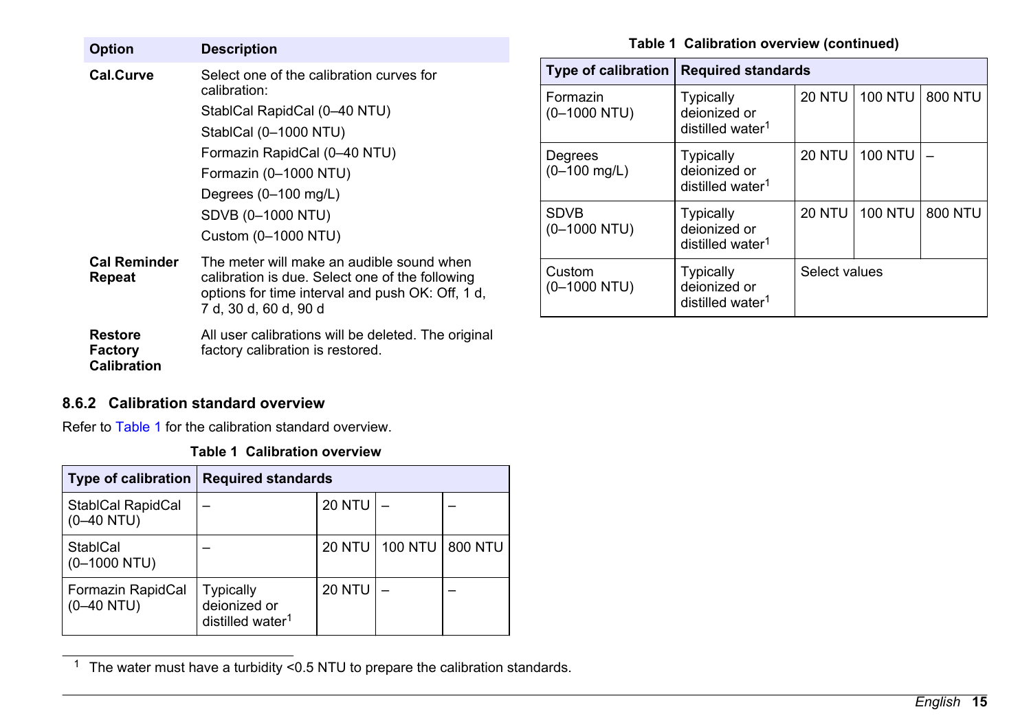| Option | Description |
| --- | --- |
| **Cal.Curve** | Select one of the calibration curves for calibration: StablCal RapidCal (0–40 NTU) StablCal (0–1000 NTU) Formazin RapidCal (0–40 NTU) Formazin (0–1000 NTU) Degrees (0–100 mg/L) SDVB (0–1000 NTU) Custom (0–1000 NTU) |
| **Cal Reminder Repeat** | The meter will make an audible sound when calibration is due. Select one of the following options for time interval and push OK: Off, 1 d, 7 d, 30 d, 60 d, 90 d |
| **Restore Factory Calibration** | All user calibrations will be deleted. The original factory calibration is restored. |

### 8.6.2 Calibration standard overview

Refer to Table 1 for the calibration standard overview.

**Table 1 Calibration overview**

| Type of calibration | Required standards | | | |
| --- | --- | --- | --- | --- |
| StablCal RapidCal (0–40 NTU) | – | 20 NTU | – | – |
| StablCal (0–1000 NTU) | – | 20 NTU | 100 NTU | 800 NTU |
| Formazin RapidCal (0–40 NTU) | Typically deionized or distilled water[1] | 20 NTU | – | – |
| Formazin (0–1000 NTU) | Typically deionized or distilled water[1] | 20 NTU | 100 NTU | 800 NTU |
| Degrees (0–100 mg/L) | Typically deionized or distilled water[1] | 20 NTU | 100 NTU | – |
| SDVB (0–1000 NTU) | Typically deionized or distilled water[1] | 20 NTU | 100 NTU | 800 NTU |
| Custom (0–1000 NTU) | Typically deionized or distilled water[1] | Select values | | |

[1] The water must have a turbidity <0.5 NTU to prepare the calibration standards.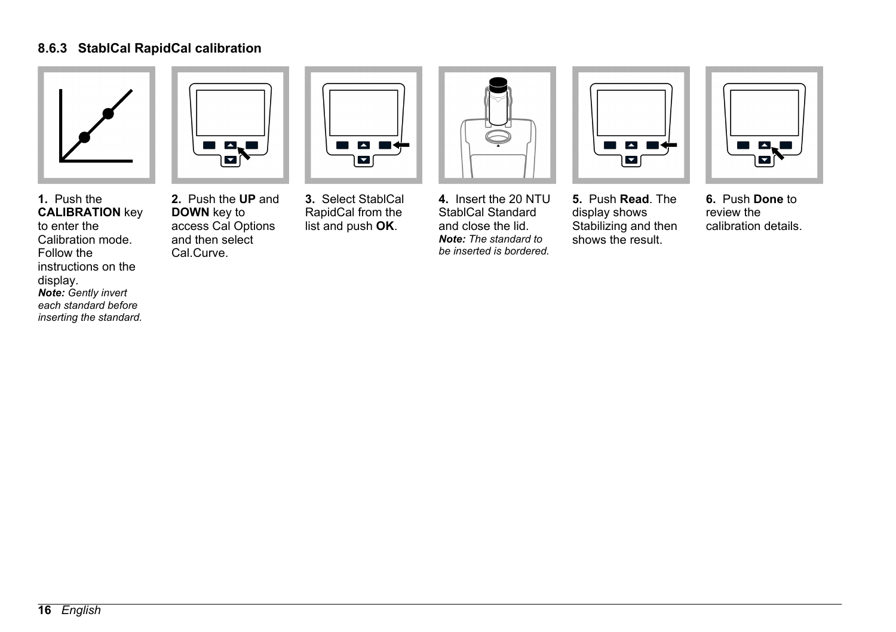### 8.6.3 StablCal RapidCal calibration

1. Push the **CALIBRATION** key to enter the Calibration mode. Follow the instructions on the display.
   ***Note:*** *Gently invert each standard before inserting the standard.*

2. Push the **UP** and **DOWN** key to access Cal Options and then select Cal.Curve.

3. Select StablCal RapidCal from the list and push **OK**.

4. Insert the 20 NTU StablCal Standard and close the lid.
   ***Note:*** *The standard to be inserted is bordered.*

5. Push **Read**. The display shows Stabilizing and then shows the result.

6. Push **Done** to review the calibration details.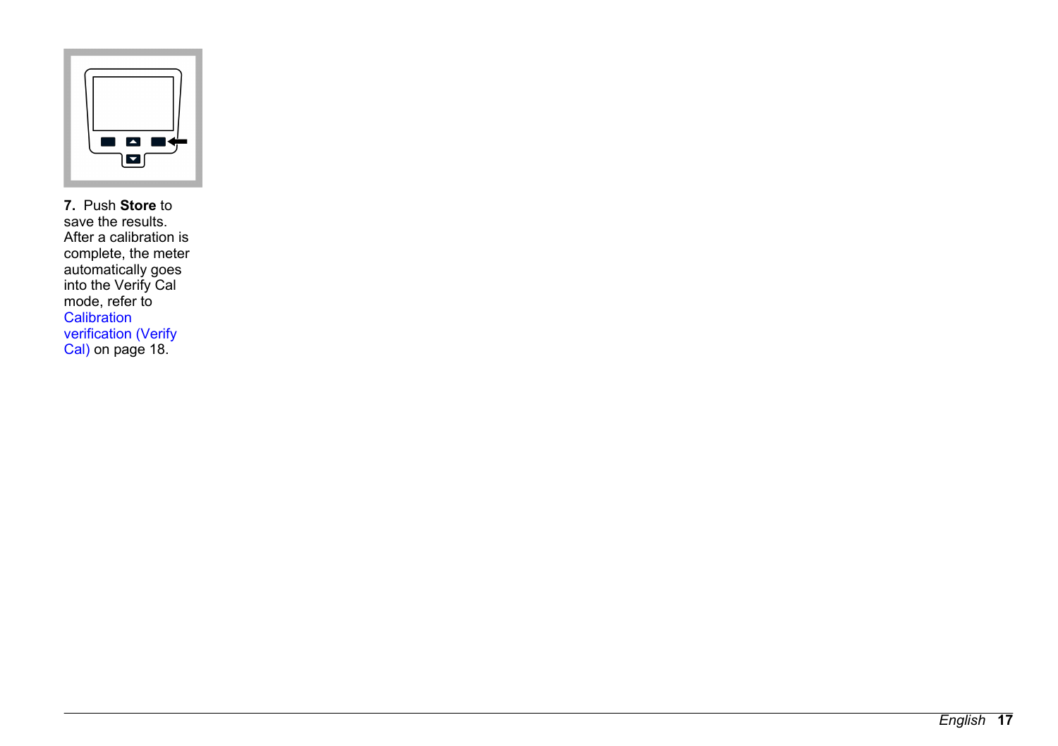**7.** Push **Store** to save the results. After a calibration is complete, the meter automatically goes into the Verify Cal mode, refer to Calibration verification (Verify Cal) on page 18.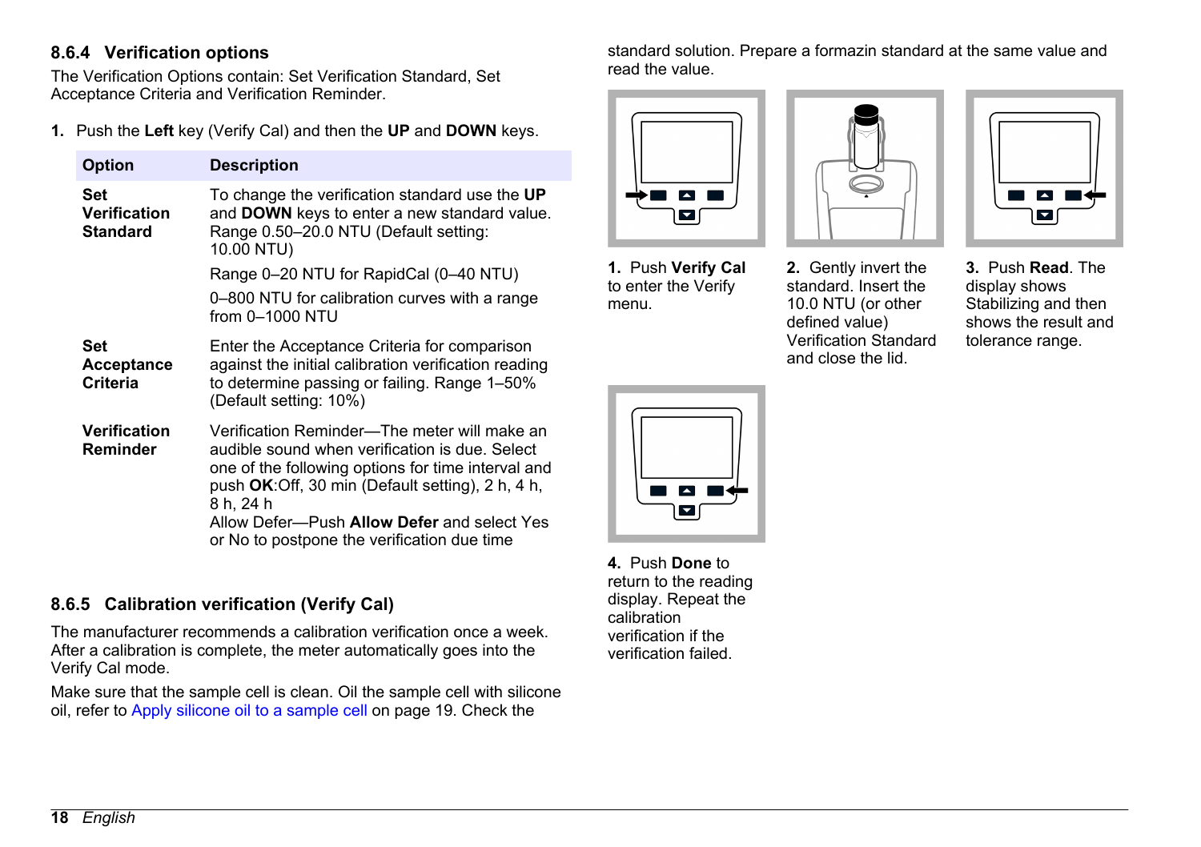### 8.6.4 Verification options

The Verification Options contain: Set Verification Standard, Set Acceptance Criteria and Verification Reminder.

1. Push the **Left** key (Verify Cal) and then the **UP** and **DOWN** keys.

| Option | Description |
|---|---|
| **Set Verification Standard** | To change the verification standard use the **UP** and **DOWN** keys to enter a new standard value. Range 0.50–20.0 NTU (Default setting: 10.00 NTU)<br>Range 0–20 NTU for RapidCal (0–40 NTU)<br>0–800 NTU for calibration curves with a range from 0–1000 NTU |
| **Set Acceptance Criteria** | Enter the Acceptance Criteria for comparison against the initial calibration verification reading to determine passing or failing. Range 1–50% (Default setting: 10%) |
| **Verification Reminder** | Verification Reminder—The meter will make an audible sound when verification is due. Select one of the following options for time interval and push **OK**:Off, 30 min (Default setting), 2 h, 4 h, 8 h, 24 h<br>Allow Defer—Push **Allow Defer** and select Yes or No to postpone the verification due time |

### 8.6.5 Calibration verification (Verify Cal)

The manufacturer recommends a calibration verification once a week. After a calibration is complete, the meter automatically goes into the Verify Cal mode.

Make sure that the sample cell is clean. Oil the sample cell with silicone oil, refer to Apply silicone oil to a sample cell on page 19. Check the standard solution. Prepare a formazin standard at the same value and read the value.

1. Push **Verify Cal** to enter the Verify menu.

2. Gently invert the standard. Insert the 10.0 NTU (or other defined value) Verification Standard and close the lid.

3. Push **Read**. The display shows Stabilizing and then shows the result and tolerance range.

4. Push **Done** to return to the reading display. Repeat the calibration verification if the verification failed.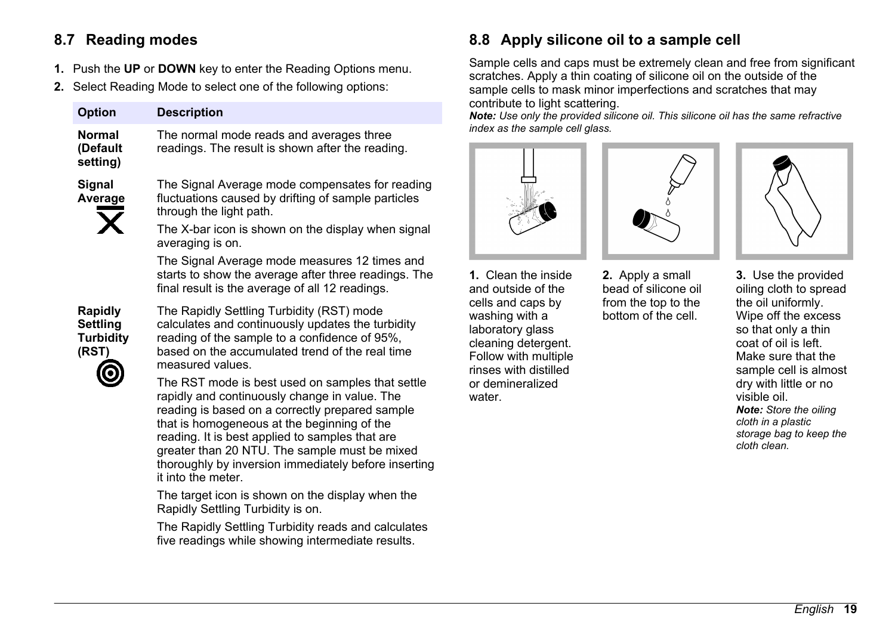## 8.7 Reading modes

1. Push the **UP** or **DOWN** key to enter the Reading Options menu.
2. Select Reading Mode to select one of the following options:

| Option | Description |
|---|---|
| **Normal (Default setting)** | The normal mode reads and averages three readings. The result is shown after the reading. |
| **Signal Average** | The Signal Average mode compensates for reading fluctuations caused by drifting of sample particles through the light path. The X-bar icon is shown on the display when signal averaging is on. The Signal Average mode measures 12 times and starts to show the average after three readings. The final result is the average of all 12 readings. |
| **Rapidly Settling Turbidity (RST)** | The Rapidly Settling Turbidity (RST) mode calculates and continuously updates the turbidity reading of the sample to a confidence of 95%, based on the accumulated trend of the real time measured values. The RST mode is best used on samples that settle rapidly and continuously change in value. The reading is based on a correctly prepared sample that is homogeneous at the beginning of the reading. It is best applied to samples that are greater than 20 NTU. The sample must be mixed thoroughly by inversion immediately before inserting it into the meter. The target icon is shown on the display when the Rapidly Settling Turbidity is on. The Rapidly Settling Turbidity reads and calculates five readings while showing intermediate results. |

## 8.8 Apply silicone oil to a sample cell

Sample cells and caps must be extremely clean and free from significant scratches. Apply a thin coating of silicone oil on the outside of the sample cells to mask minor imperfections and scratches that may contribute to light scattering.

***Note:*** *Use only the provided silicone oil. This silicone oil has the same refractive index as the sample cell glass.*

1. Clean the inside and outside of the cells and caps by washing with a laboratory glass cleaning detergent. Follow with multiple rinses with distilled or demineralized water.
2. Apply a small bead of silicone oil from the top to the bottom of the cell.
3. Use the provided oiling cloth to spread the oil uniformly. Wipe off the excess so that only a thin coat of oil is left. Make sure that the sample cell is almost dry with little or no visible oil.
   ***Note:*** *Store the oiling cloth in a plastic storage bag to keep the cloth clean.*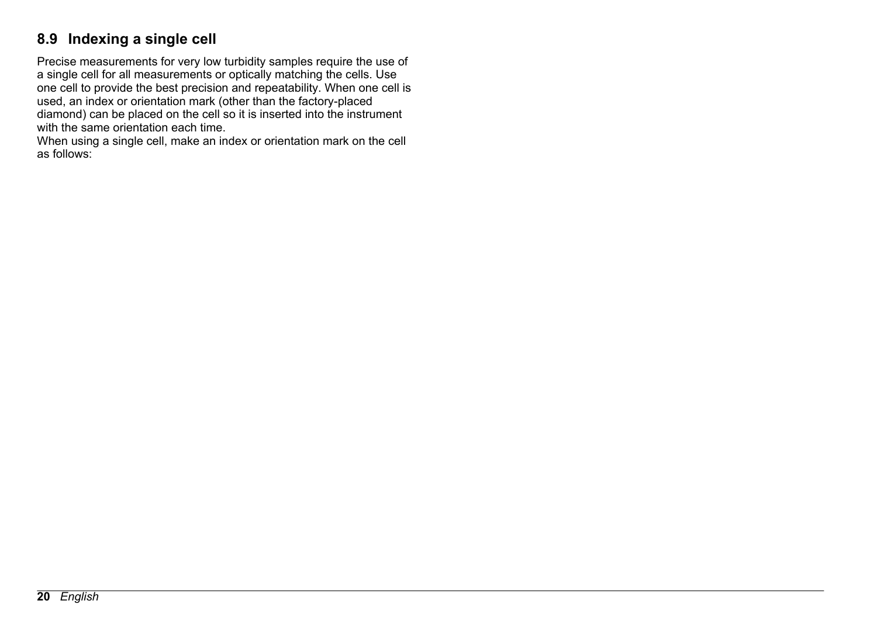## 8.9 Indexing a single cell

Precise measurements for very low turbidity samples require the use of a single cell for all measurements or optically matching the cells. Use one cell to provide the best precision and repeatability. When one cell is used, an index or orientation mark (other than the factory-placed diamond) can be placed on the cell so it is inserted into the instrument with the same orientation each time.

When using a single cell, make an index or orientation mark on the cell as follows: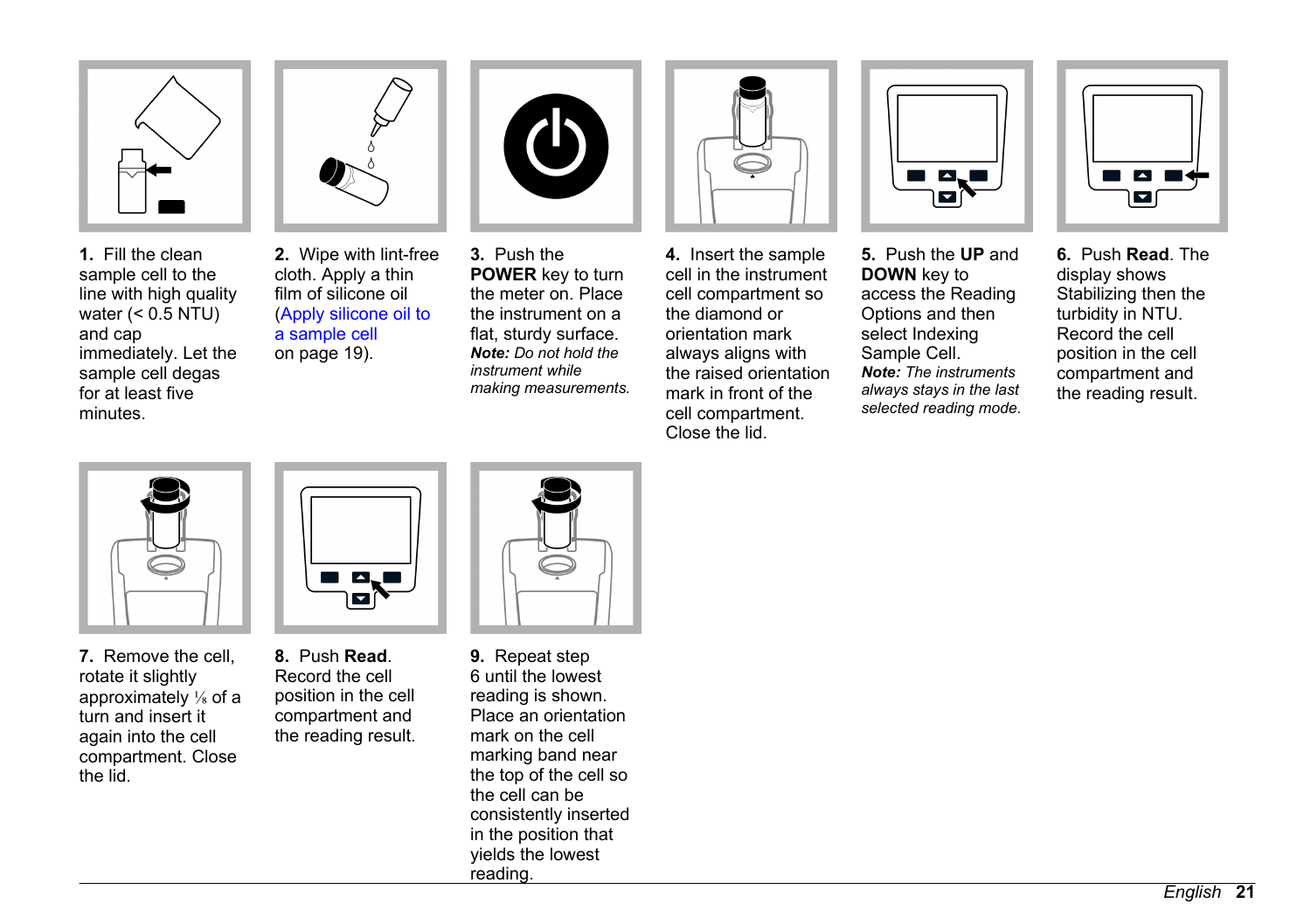**1.** Fill the clean sample cell to the line with high quality water (< 0.5 NTU) and cap immediately. Let the sample cell degas for at least five minutes.

**2.** Wipe with lint-free cloth. Apply a thin film of silicone oil (Apply silicone oil to a sample cell on page 19).

**3.** Push the **POWER** key to turn the meter on. Place the instrument on a flat, sturdy surface.
***Note:*** *Do not hold the instrument while making measurements.*

**4.** Insert the sample cell in the instrument cell compartment so the diamond or orientation mark always aligns with the raised orientation mark in front of the cell compartment. Close the lid.

**5.** Push the **UP** and **DOWN** key to access the Reading Options and then select Indexing Sample Cell.
***Note:*** *The instruments always stays in the last selected reading mode.*

**6.** Push **Read**. The display shows Stabilizing then the turbidity in NTU. Record the cell position in the cell compartment and the reading result.

**7.** Remove the cell, rotate it slightly approximately ⅛ of a turn and insert it again into the cell compartment. Close the lid.

**8.** Push **Read**. Record the cell position in the cell compartment and the reading result.

**9.** Repeat step 6 until the lowest reading is shown. Place an orientation mark on the cell marking band near the top of the cell so the cell can be consistently inserted in the position that yields the lowest reading.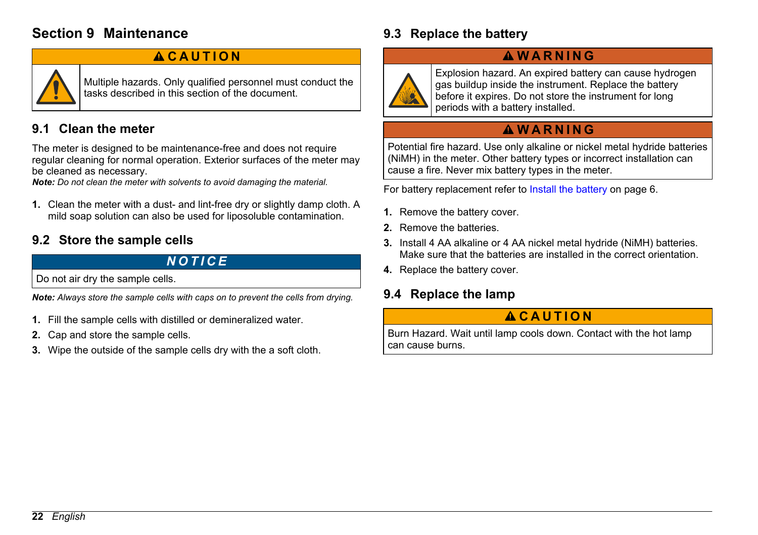# Section 9 Maintenance

**⚠ CAUTION**

Multiple hazards. Only qualified personnel must conduct the tasks described in this section of the document.

## 9.1 Clean the meter

The meter is designed to be maintenance-free and does not require regular cleaning for normal operation. Exterior surfaces of the meter may be cleaned as necessary.

***Note:*** *Do not clean the meter with solvents to avoid damaging the material.*

1. Clean the meter with a dust- and lint-free dry or slightly damp cloth. A mild soap solution can also be used for liposoluble contamination.

## 9.2 Store the sample cells

***NOTICE***

Do not air dry the sample cells.

***Note:*** *Always store the sample cells with caps on to prevent the cells from drying.*

1. Fill the sample cells with distilled or demineralized water.
2. Cap and store the sample cells.
3. Wipe the outside of the sample cells dry with the a soft cloth.

## 9.3 Replace the battery

**⚠ WARNING**

Explosion hazard. An expired battery can cause hydrogen gas buildup inside the instrument. Replace the battery before it expires. Do not store the instrument for long periods with a battery installed.

**⚠ WARNING**

Potential fire hazard. Use only alkaline or nickel metal hydride batteries (NiMH) in the meter. Other battery types or incorrect installation can cause a fire. Never mix battery types in the meter.

For battery replacement refer to Install the battery on page 6.

1. Remove the battery cover.
2. Remove the batteries.
3. Install 4 AA alkaline or 4 AA nickel metal hydride (NiMH) batteries. Make sure that the batteries are installed in the correct orientation.
4. Replace the battery cover.

## 9.4 Replace the lamp

**⚠ CAUTION**

Burn Hazard. Wait until lamp cools down. Contact with the hot lamp can cause burns.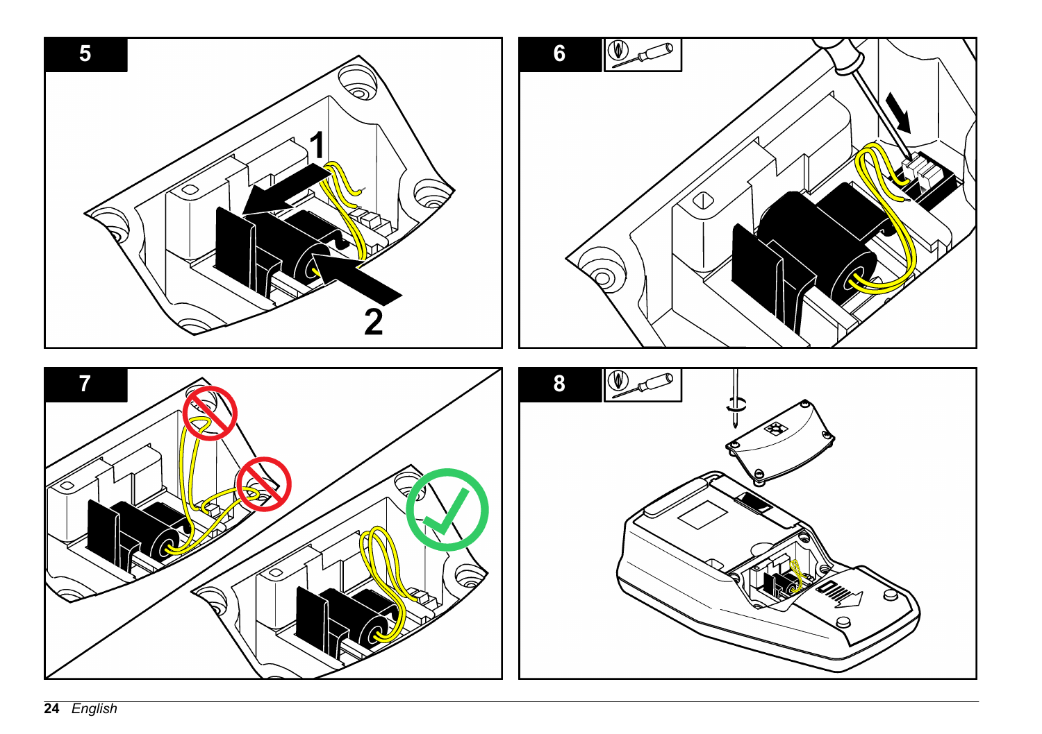5

1

2

6

7

8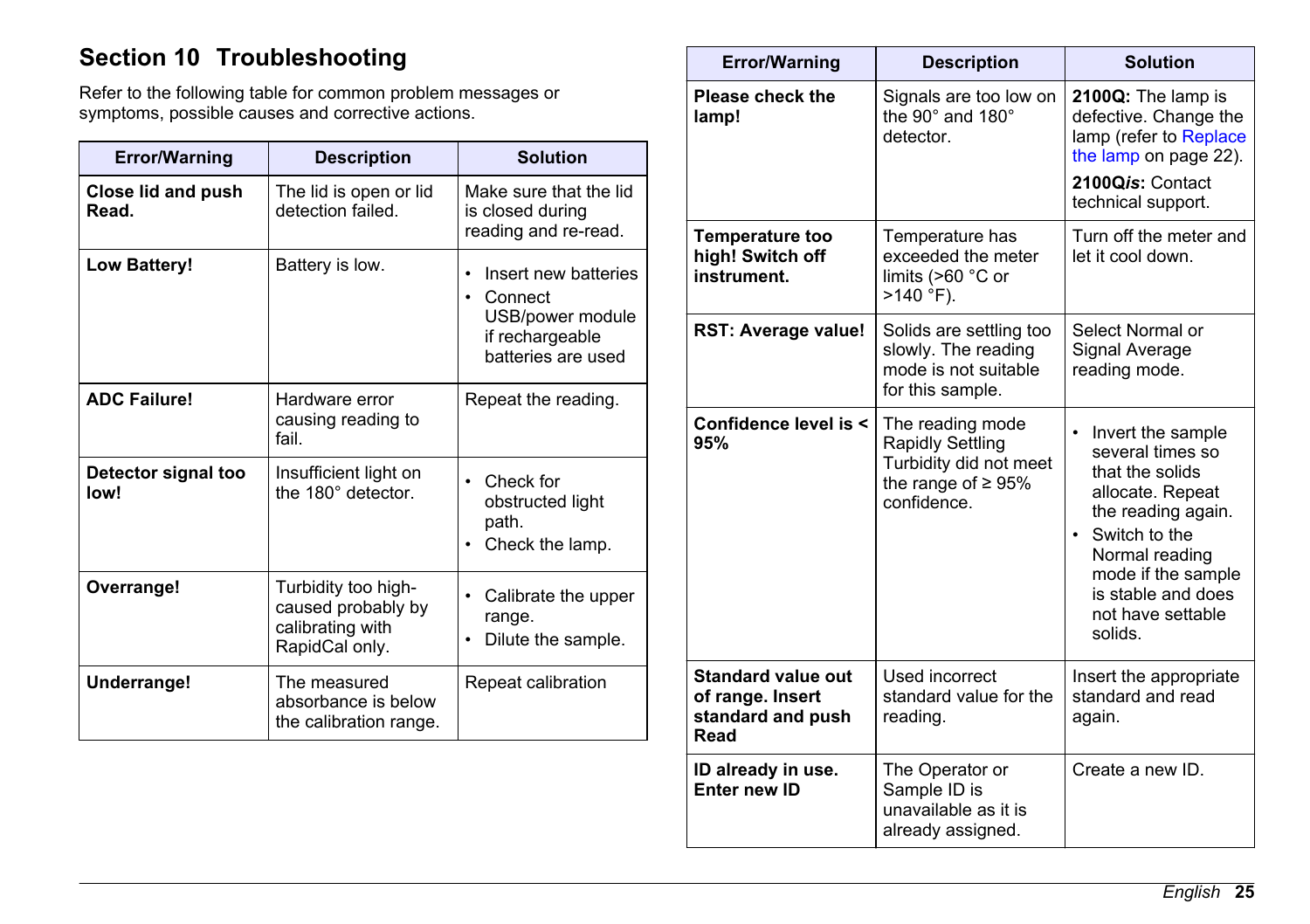# Section 10 Troubleshooting

Refer to the following table for common problem messages or symptoms, possible causes and corrective actions.

| Error/Warning | Description | Solution |
|---|---|---|
| **Close lid and push Read.** | The lid is open or lid detection failed. | Make sure that the lid is closed during reading and re-read. |
| **Low Battery!** | Battery is low. | • Insert new batteries<br>• Connect USB/power module if rechargeable batteries are used |
| **ADC Failure!** | Hardware error causing reading to fail. | Repeat the reading. |
| **Detector signal too low!** | Insufficient light on the 180° detector. | • Check for obstructed light path.<br>• Check the lamp. |
| **Overrange!** | Turbidity too high- caused probably by calibrating with RapidCal only. | • Calibrate the upper range.<br>• Dilute the sample. |
| **Underrange!** | The measured absorbance is below the calibration range. | Repeat calibration |
| **Please check the lamp!** | Signals are too low on the 90° and 180° detector. | **2100Q:** The lamp is defective. Change the lamp (refer to Replace the lamp on page 22).<br>**2100Q*is*:** Contact technical support. |
| **Temperature too high! Switch off instrument.** | Temperature has exceeded the meter limits (>60 °C or >140 °F). | Turn off the meter and let it cool down. |
| **RST: Average value!** | Solids are settling too slowly. The reading mode is not suitable for this sample. | Select Normal or Signal Average reading mode. |
| **Confidence level is < 95%** | The reading mode Rapidly Settling Turbidity did not meet the range of ≥ 95% confidence. | • Invert the sample several times so that the solids allocate. Repeat the reading again.<br>• Switch to the Normal reading mode if the sample is stable and does not have settable solids. |
| **Standard value out of range. Insert standard and push Read** | Used incorrect standard value for the reading. | Insert the appropriate standard and read again. |
| **ID already in use. Enter new ID** | The Operator or Sample ID is unavailable as it is already assigned. | Create a new ID. |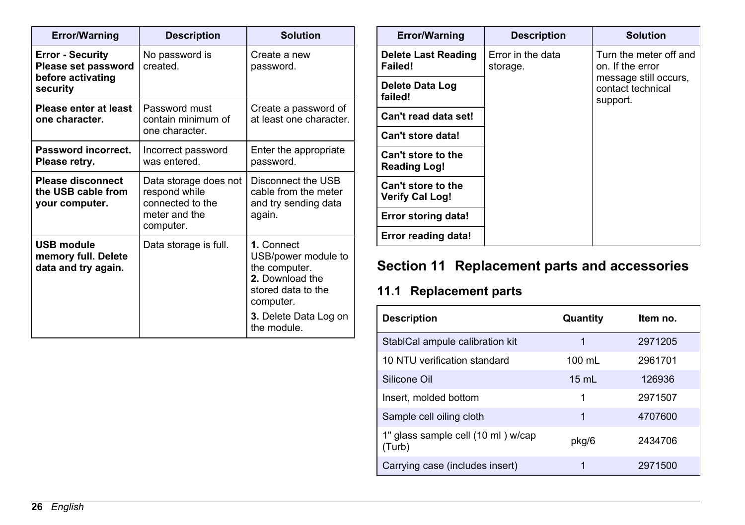| Error/Warning | Description | Solution |
| --- | --- | --- |
| **Error - Security Please set password before activating security** | No password is created. | Create a new password. |
| **Please enter at least one character.** | Password must contain minimum of one character. | Create a password of at least one character. |
| **Password incorrect. Please retry.** | Incorrect password was entered. | Enter the appropriate password. |
| **Please disconnect the USB cable from your computer.** | Data storage does not respond while connected to the meter and the computer. | Disconnect the USB cable from the meter and try sending data again. |
| **USB module memory full. Delete data and try again.** | Data storage is full. | **1.** Connect USB/power module to the computer. **2.** Download the stored data to the computer. **3.** Delete Data Log on the module. |

| Error/Warning | Description | Solution |
| --- | --- | --- |
| **Delete Last Reading Failed!** | Error in the data storage. | Turn the meter off and on. If the error message still occurs, contact technical support. |
| **Delete Data Log failed!** | | |
| **Can't read data set!** | | |
| **Can't store data!** | | |
| **Can't store to the Reading Log!** | | |
| **Can't store to the Verify Cal Log!** | | |
| **Error storing data!** | | |
| **Error reading data!** | | |

# Section 11 Replacement parts and accessories

## 11.1 Replacement parts

| Description | Quantity | Item no. |
| --- | --- | --- |
| StablCal ampule calibration kit | 1 | 2971205 |
| 10 NTU verification standard | 100 mL | 2961701 |
| Silicone Oil | 15 mL | 126936 |
| Insert, molded bottom | 1 | 2971507 |
| Sample cell oiling cloth | 1 | 4707600 |
| 1" glass sample cell (10 ml ) w/cap (Turb) | pkg/6 | 2434706 |
| Carrying case (includes insert) | 1 | 2971500 |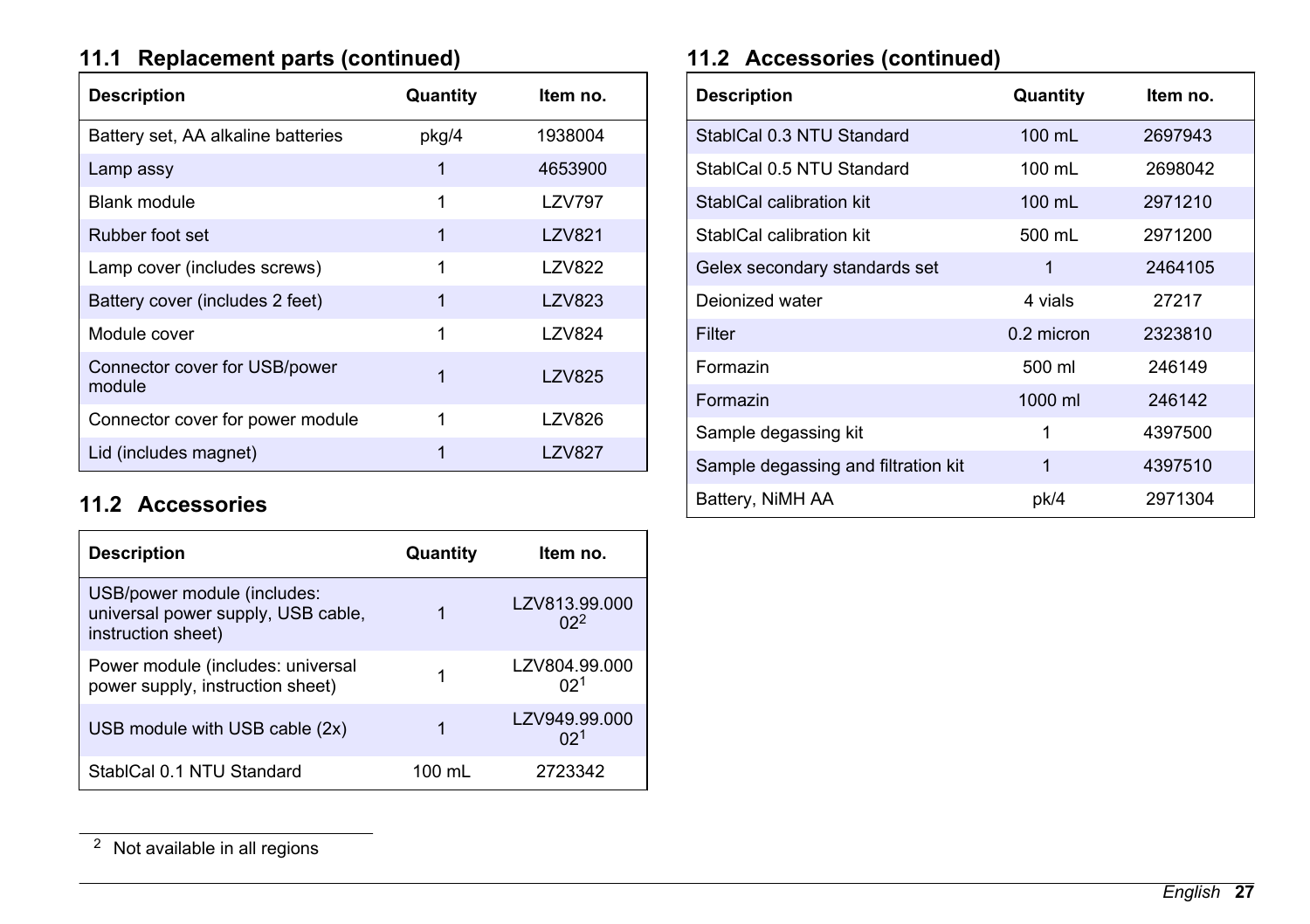## 11.1 Replacement parts (continued)

| Description | Quantity | Item no. |
|---|---|---|
| Battery set, AA alkaline batteries | pkg/4 | 1938004 |
| Lamp assy | 1 | 4653900 |
| Blank module | 1 | LZV797 |
| Rubber foot set | 1 | LZV821 |
| Lamp cover (includes screws) | 1 | LZV822 |
| Battery cover (includes 2 feet) | 1 | LZV823 |
| Module cover | 1 | LZV824 |
| Connector cover for USB/power module | 1 | LZV825 |
| Connector cover for power module | 1 | LZV826 |
| Lid (includes magnet) | 1 | LZV827 |

## 11.2 Accessories

| Description | Quantity | Item no. |
|---|---|---|
| USB/power module (includes: universal power supply, USB cable, instruction sheet) | 1 | LZV813.99.00002[2] |
| Power module (includes: universal power supply, instruction sheet) | 1 | LZV804.99.00002[1] |
| USB module with USB cable (2x) | 1 | LZV949.99.00002[1] |
| StablCal 0.1 NTU Standard | 100 mL | 2723342 |
| StablCal 0.3 NTU Standard | 100 mL | 2697943 |
| StablCal 0.5 NTU Standard | 100 mL | 2698042 |
| StablCal calibration kit | 100 mL | 2971210 |
| StablCal calibration kit | 500 mL | 2971200 |
| Gelex secondary standards set | 1 | 2464105 |
| Deionized water | 4 vials | 27217 |
| Filter | 0.2 micron | 2323810 |
| Formazin | 500 ml | 246149 |
| Formazin | 1000 ml | 246142 |
| Sample degassing kit | 1 | 4397500 |
| Sample degassing and filtration kit | 1 | 4397510 |
| Battery, NiMH AA | pk/4 | 2971304 |

[2] Not available in all regions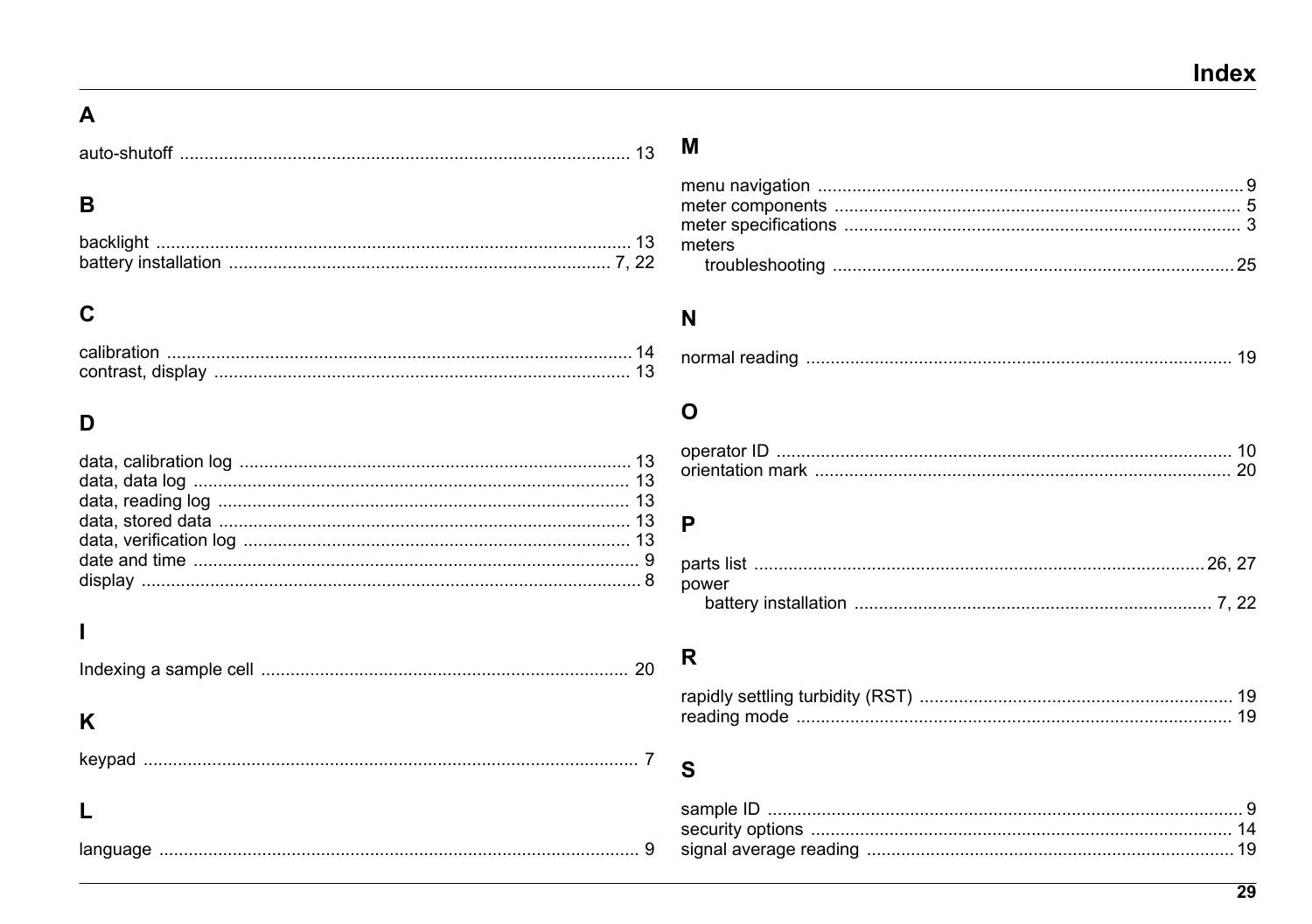# Index

## A

auto-shutoff ........ 13

## B

backlight ........ 13
battery installation ........ 7, 22

## C

calibration ........ 14
contrast, display ........ 13

## D

data, calibration log ........ 13
data, data log ........ 13
data, reading log ........ 13
data, stored data ........ 13
data, verification log ........ 13
date and time ........ 9
display ........ 8

## I

Indexing a sample cell ........ 20

## K

keypad ........ 7

## L

language ........ 9

## M

menu navigation ........ 9
meter components ........ 5
meter specifications ........ 3
meters
    troubleshooting ........ 25

## N

normal reading ........ 19

## O

operator ID ........ 10
orientation mark ........ 20

## P

parts list ........ 26, 27
power
    battery installation ........ 7, 22

## R

rapidly settling turbidity (RST) ........ 19
reading mode ........ 19

## S

sample ID ........ 9
security options ........ 14
signal average reading ........ 19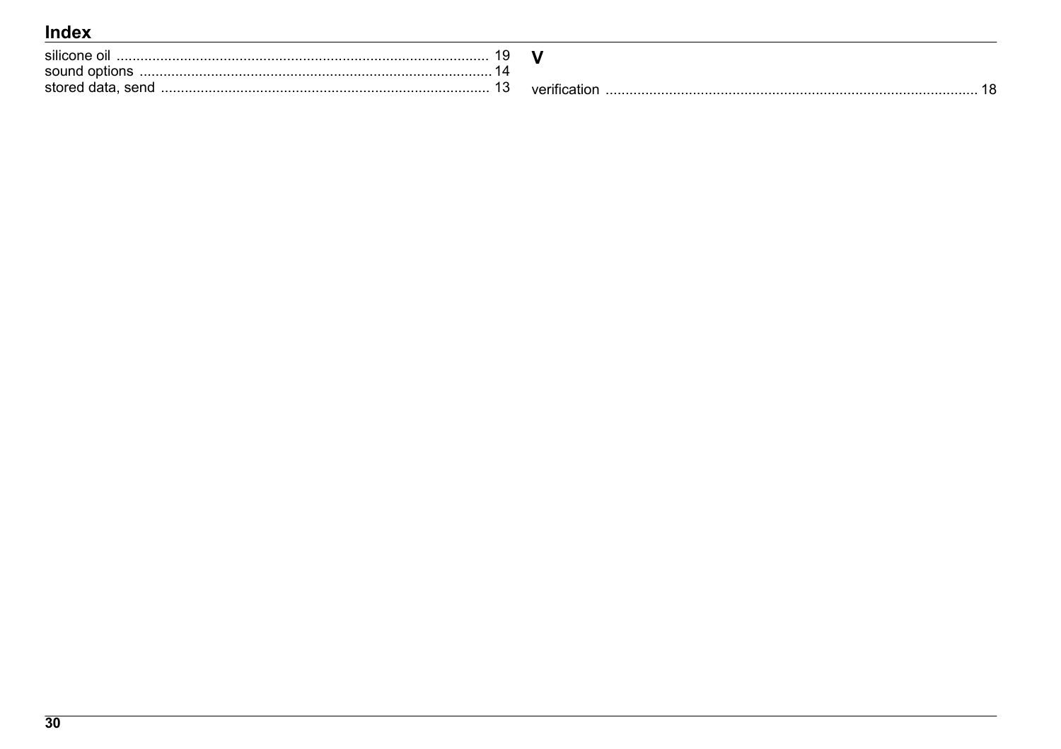# Index

silicone oil ............................................................................................ 19
sound options ......................................................................................14
stored data, send .................................................................................. 13

### V

verification ............................................................................................ 18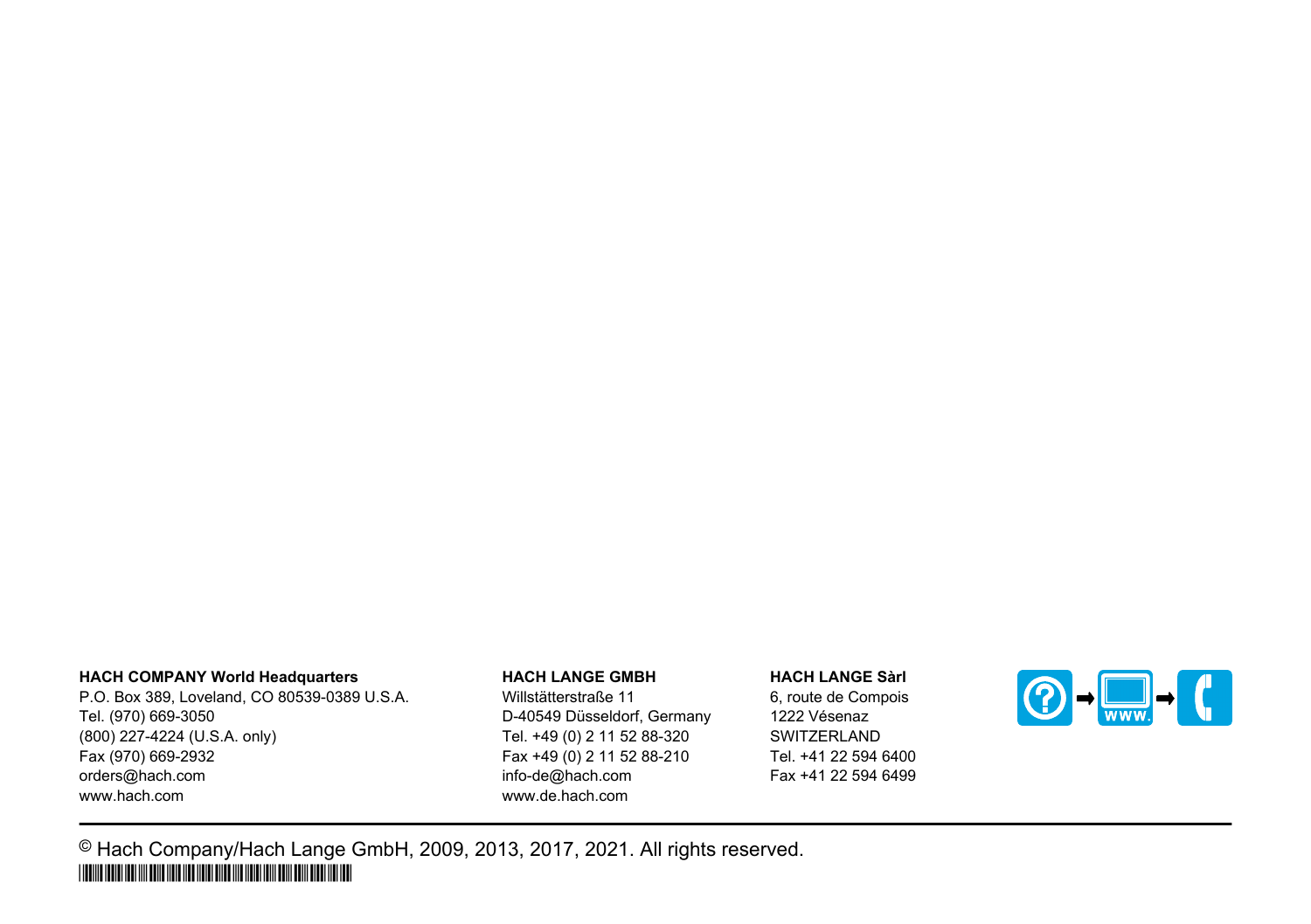**HACH COMPANY World Headquarters**
P.O. Box 389, Loveland, CO 80539-0389 U.S.A.
Tel. (970) 669-3050
(800) 227-4224 (U.S.A. only)
Fax (970) 669-2932
orders@hach.com
www.hach.com

**HACH LANGE GMBH**
Willstätterstraße 11
D-40549 Düsseldorf, Germany
Tel. +49 (0) 2 11 52 88-320
Fax +49 (0) 2 11 52 88-210
info-de@hach.com
www.de.hach.com

**HACH LANGE Sàrl**
6, route de Compois
1222 Vésenaz
SWITZERLAND
Tel. +41 22 594 6400
Fax +41 22 594 6499

© Hach Company/Hach Lange GmbH, 2009, 2013, 2017, 2021. All rights reserved.